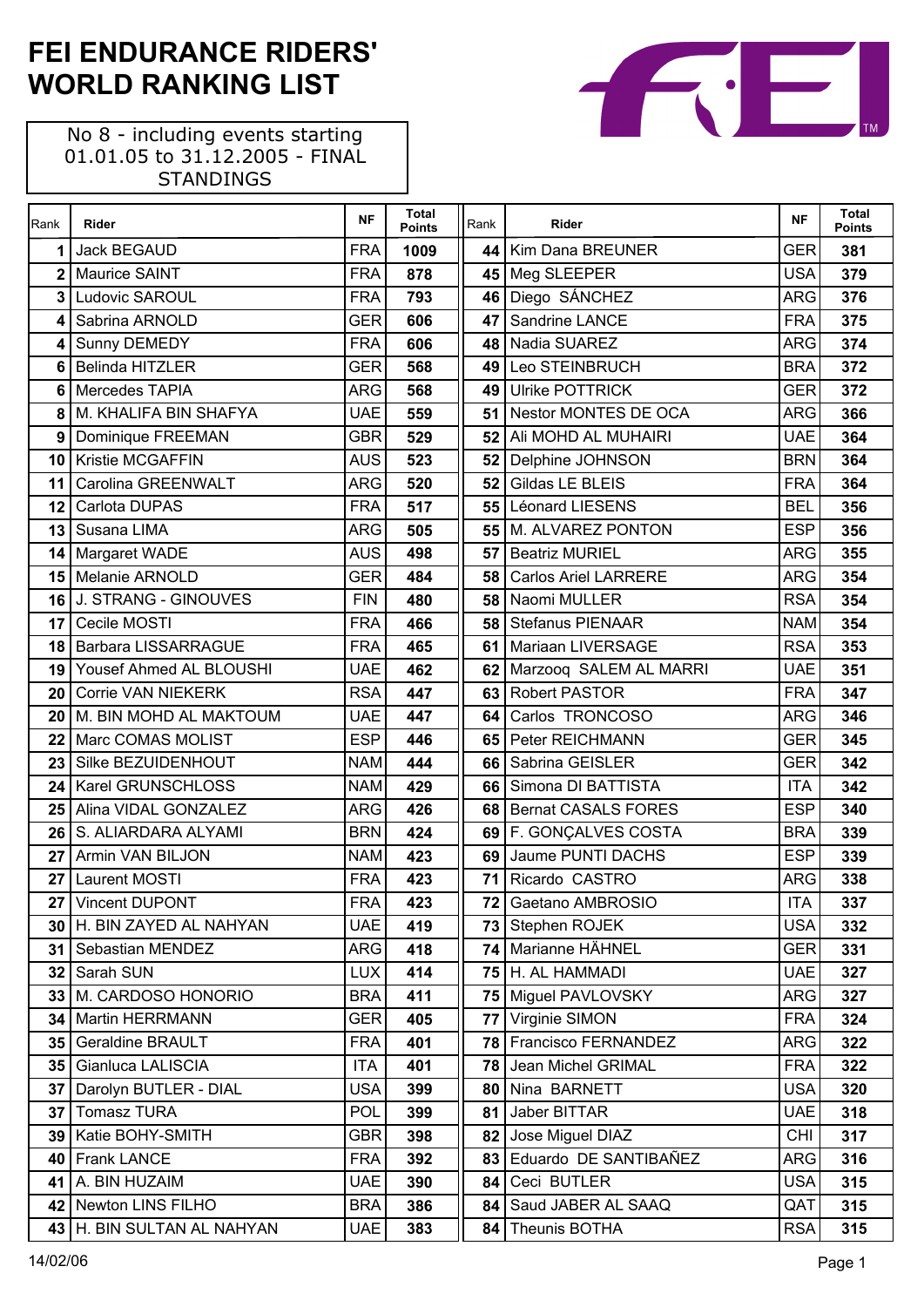# FEI ENDURANCE RIDERS' WORLD RANKING LIST

No 8 - including events starting 01.01.05 to 31.12.2005 - FINAL STANDINGS

| Rank | Rider | NF | Total Points |
|---|---|---|---|
| 1 | Jack BEGAUD | FRA | 1009 |
| 2 | Maurice SAINT | FRA | 878 |
| 3 | Ludovic SAROUL | FRA | 793 |
| 4 | Sabrina ARNOLD | GER | 606 |
| 4 | Sunny DEMEDY | FRA | 606 |
| 6 | Belinda HITZLER | GER | 568 |
| 6 | Mercedes TAPIA | ARG | 568 |
| 8 | M. KHALIFA BIN SHAFYA | UAE | 559 |
| 9 | Dominique FREEMAN | GBR | 529 |
| 10 | Kristie MCGAFFIN | AUS | 523 |
| 11 | Carolina GREENWALT | ARG | 520 |
| 12 | Carlota DUPAS | FRA | 517 |
| 13 | Susana LIMA | ARG | 505 |
| 14 | Margaret WADE | AUS | 498 |
| 15 | Melanie ARNOLD | GER | 484 |
| 16 | J. STRANG - GINOUVES | FIN | 480 |
| 17 | Cecile MOSTI | FRA | 466 |
| 18 | Barbara LISSARRAGUE | FRA | 465 |
| 19 | Yousef Ahmed AL BLOUSHI | UAE | 462 |
| 20 | Corrie VAN NIEKERK | RSA | 447 |
| 20 | M. BIN MOHD AL MAKTOUM | UAE | 447 |
| 22 | Marc COMAS MOLIST | ESP | 446 |
| 23 | Silke BEZUIDENHOUT | NAM | 444 |
| 24 | Karel GRUNSCHLOSS | NAM | 429 |
| 25 | Alina VIDAL GONZALEZ | ARG | 426 |
| 26 | S. ALIARDARA ALYAMI | BRN | 424 |
| 27 | Armin VAN BILJON | NAM | 423 |
| 27 | Laurent MOSTI | FRA | 423 |
| 27 | Vincent DUPONT | FRA | 423 |
| 30 | H. BIN ZAYED AL NAHYAN | UAE | 419 |
| 31 | Sebastian MENDEZ | ARG | 418 |
| 32 | Sarah SUN | LUX | 414 |
| 33 | M. CARDOSO HONORIO | BRA | 411 |
| 34 | Martin HERRMANN | GER | 405 |
| 35 | Geraldine BRAULT | FRA | 401 |
| 35 | Gianluca LALISCIA | ITA | 401 |
| 37 | Darolyn BUTLER - DIAL | USA | 399 |
| 37 | Tomasz TURA | POL | 399 |
| 39 | Katie BOHY-SMITH | GBR | 398 |
| 40 | Frank LANCE | FRA | 392 |
| 41 | A. BIN HUZAIM | UAE | 390 |
| 42 | Newton LINS FILHO | BRA | 386 |
| 43 | H. BIN SULTAN AL NAHYAN | UAE | 383 |
| 44 | Kim Dana BREUNER | GER | 381 |
| 45 | Meg SLEEPER | USA | 379 |
| 46 | Diego SÁNCHEZ | ARG | 376 |
| 47 | Sandrine LANCE | FRA | 375 |
| 48 | Nadia SUAREZ | ARG | 374 |
| 49 | Leo STEINBRUCH | BRA | 372 |
| 49 | Ulrike POTTRICK | GER | 372 |
| 51 | Nestor MONTES DE OCA | ARG | 366 |
| 52 | Ali MOHD AL MUHAIRI | UAE | 364 |
| 52 | Delphine JOHNSON | BRN | 364 |
| 52 | Gildas LE BLEIS | FRA | 364 |
| 55 | Léonard LIESENS | BEL | 356 |
| 55 | M. ALVAREZ PONTON | ESP | 356 |
| 57 | Beatriz MURIEL | ARG | 355 |
| 58 | Carlos Ariel LARRERE | ARG | 354 |
| 58 | Naomi MULLER | RSA | 354 |
| 58 | Stefanus PIENAAR | NAM | 354 |
| 61 | Mariaan LIVERSAGE | RSA | 353 |
| 62 | Marzooq SALEM AL MARRI | UAE | 351 |
| 63 | Robert PASTOR | FRA | 347 |
| 64 | Carlos TRONCOSO | ARG | 346 |
| 65 | Peter REICHMANN | GER | 345 |
| 66 | Sabrina GEISLER | GER | 342 |
| 66 | Simona DI BATTISTA | ITA | 342 |
| 68 | Bernat CASALS FORES | ESP | 340 |
| 69 | F. GONÇALVES COSTA | BRA | 339 |
| 69 | Jaume PUNTI DACHS | ESP | 339 |
| 71 | Ricardo CASTRO | ARG | 338 |
| 72 | Gaetano AMBROSIO | ITA | 337 |
| 73 | Stephen ROJEK | USA | 332 |
| 74 | Marianne HÄHNEL | GER | 331 |
| 75 | H. AL HAMMADI | UAE | 327 |
| 75 | Miguel PAVLOVSKY | ARG | 327 |
| 77 | Virginie SIMON | FRA | 324 |
| 78 | Francisco FERNANDEZ | ARG | 322 |
| 78 | Jean Michel GRIMAL | FRA | 322 |
| 80 | Nina BARNETT | USA | 320 |
| 81 | Jaber BITTAR | UAE | 318 |
| 82 | Jose Miguel DIAZ | CHI | 317 |
| 83 | Eduardo DE SANTIBAÑEZ | ARG | 316 |
| 84 | Ceci BUTLER | USA | 315 |
| 84 | Saud JABER AL SAAQ | QAT | 315 |
| 84 | Theunis BOTHA | RSA | 315 |

14/02/06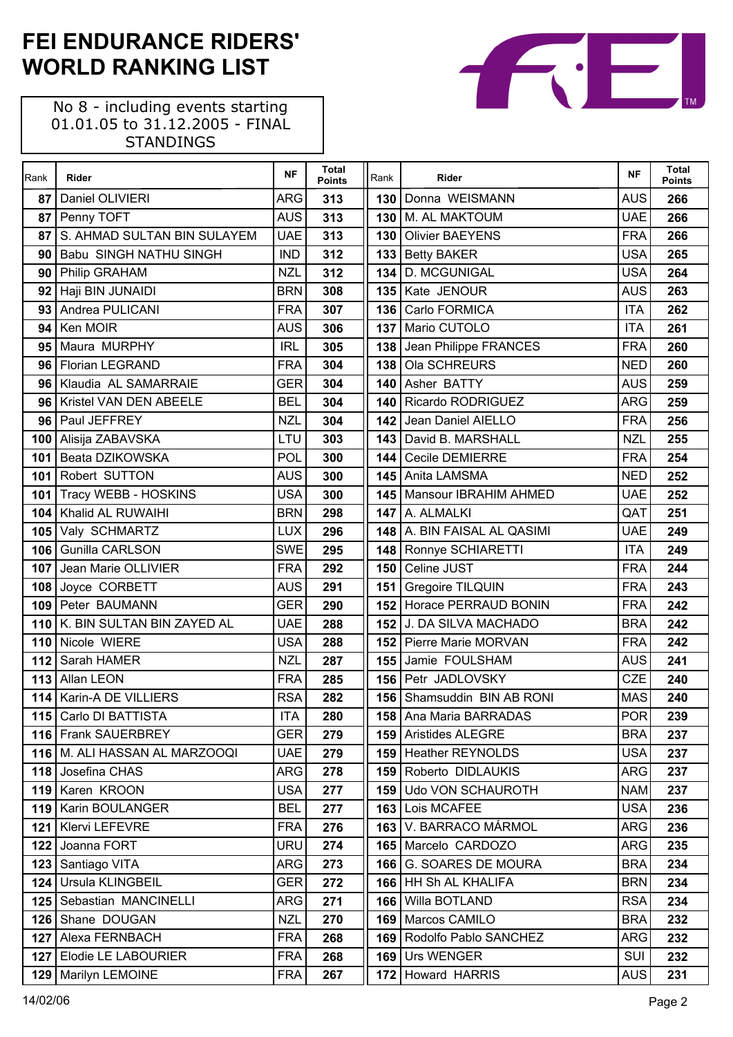# FEI ENDURANCE RIDERS' WORLD RANKING LIST

No 8 - including events starting 01.01.05 to 31.12.2005 - FINAL STANDINGS

| Rank | Rider | NF | Total Points |
|---|---|---|---|
| 87 | Daniel OLIVIERI | ARG | 313 |
| 87 | Penny TOFT | AUS | 313 |
| 87 | S. AHMAD SULTAN BIN SULAYEM | UAE | 313 |
| 90 | Babu SINGH NATHU SINGH | IND | 312 |
| 90 | Philip GRAHAM | NZL | 312 |
| 92 | Haji BIN JUNAIDI | BRN | 308 |
| 93 | Andrea PULICANI | FRA | 307 |
| 94 | Ken MOIR | AUS | 306 |
| 95 | Maura MURPHY | IRL | 305 |
| 96 | Florian LEGRAND | FRA | 304 |
| 96 | Klaudia AL SAMARRAIE | GER | 304 |
| 96 | Kristel VAN DEN ABEELE | BEL | 304 |
| 96 | Paul JEFFREY | NZL | 304 |
| 100 | Alisija ZABAVSKA | LTU | 303 |
| 101 | Beata DZIKOWSKA | POL | 300 |
| 101 | Robert SUTTON | AUS | 300 |
| 101 | Tracy WEBB - HOSKINS | USA | 300 |
| 104 | Khalid AL RUWAIHI | BRN | 298 |
| 105 | Valy SCHMARTZ | LUX | 296 |
| 106 | Gunilla CARLSON | SWE | 295 |
| 107 | Jean Marie OLLIVIER | FRA | 292 |
| 108 | Joyce CORBETT | AUS | 291 |
| 109 | Peter BAUMANN | GER | 290 |
| 110 | K. BIN SULTAN BIN ZAYED AL | UAE | 288 |
| 110 | Nicole WIERE | USA | 288 |
| 112 | Sarah HAMER | NZL | 287 |
| 113 | Allan LEON | FRA | 285 |
| 114 | Karin-A DE VILLIERS | RSA | 282 |
| 115 | Carlo DI BATTISTA | ITA | 280 |
| 116 | Frank SAUERBREY | GER | 279 |
| 116 | M. ALI HASSAN AL MARZOOQI | UAE | 279 |
| 118 | Josefina CHAS | ARG | 278 |
| 119 | Karen KROON | USA | 277 |
| 119 | Karin BOULANGER | BEL | 277 |
| 121 | Klervi LEFEVRE | FRA | 276 |
| 122 | Joanna FORT | URU | 274 |
| 123 | Santiago VITA | ARG | 273 |
| 124 | Ursula KLINGBEIL | GER | 272 |
| 125 | Sebastian MANCINELLI | ARG | 271 |
| 126 | Shane DOUGAN | NZL | 270 |
| 127 | Alexa FERNBACH | FRA | 268 |
| 127 | Elodie LE LABOURIER | FRA | 268 |
| 129 | Marilyn LEMOINE | FRA | 267 |
| 130 | Donna WEISMANN | AUS | 266 |
| 130 | M. AL MAKTOUM | UAE | 266 |
| 130 | Olivier BAEYENS | FRA | 266 |
| 133 | Betty BAKER | USA | 265 |
| 134 | D. MCGUNIGAL | USA | 264 |
| 135 | Kate JENOUR | AUS | 263 |
| 136 | Carlo FORMICA | ITA | 262 |
| 137 | Mario CUTOLO | ITA | 261 |
| 138 | Jean Philippe FRANCES | FRA | 260 |
| 138 | Ola SCHREURS | NED | 260 |
| 140 | Asher BATTY | AUS | 259 |
| 140 | Ricardo RODRIGUEZ | ARG | 259 |
| 142 | Jean Daniel AIELLO | FRA | 256 |
| 143 | David B. MARSHALL | NZL | 255 |
| 144 | Cecile DEMIERRE | FRA | 254 |
| 145 | Anita LAMSMA | NED | 252 |
| 145 | Mansour IBRAHIM AHMED | UAE | 252 |
| 147 | A. ALMALKI | QAT | 251 |
| 148 | A. BIN FAISAL AL QASIMI | UAE | 249 |
| 148 | Ronnye SCHIARETTI | ITA | 249 |
| 150 | Celine JUST | FRA | 244 |
| 151 | Gregoire TILQUIN | FRA | 243 |
| 152 | Horace PERRAUD BONIN | FRA | 242 |
| 152 | J. DA SILVA MACHADO | BRA | 242 |
| 152 | Pierre Marie MORVAN | FRA | 242 |
| 155 | Jamie FOULSHAM | AUS | 241 |
| 156 | Petr JADLOVSKY | CZE | 240 |
| 156 | Shamsuddin BIN AB RONI | MAS | 240 |
| 158 | Ana Maria BARRADAS | POR | 239 |
| 159 | Aristides ALEGRE | BRA | 237 |
| 159 | Heather REYNOLDS | USA | 237 |
| 159 | Roberto DIDLAUKIS | ARG | 237 |
| 159 | Udo VON SCHAUROTH | NAM | 237 |
| 163 | Lois MCAFEE | USA | 236 |
| 163 | V. BARRACO MÁRMOL | ARG | 236 |
| 165 | Marcelo CARDOZO | ARG | 235 |
| 166 | G. SOARES DE MOURA | BRA | 234 |
| 166 | HH Sh AL KHALIFA | BRN | 234 |
| 166 | Willa BOTLAND | RSA | 234 |
| 169 | Marcos CAMILO | BRA | 232 |
| 169 | Rodolfo Pablo SANCHEZ | ARG | 232 |
| 169 | Urs WENGER | SUI | 232 |
| 172 | Howard HARRIS | AUS | 231 |

14/02/06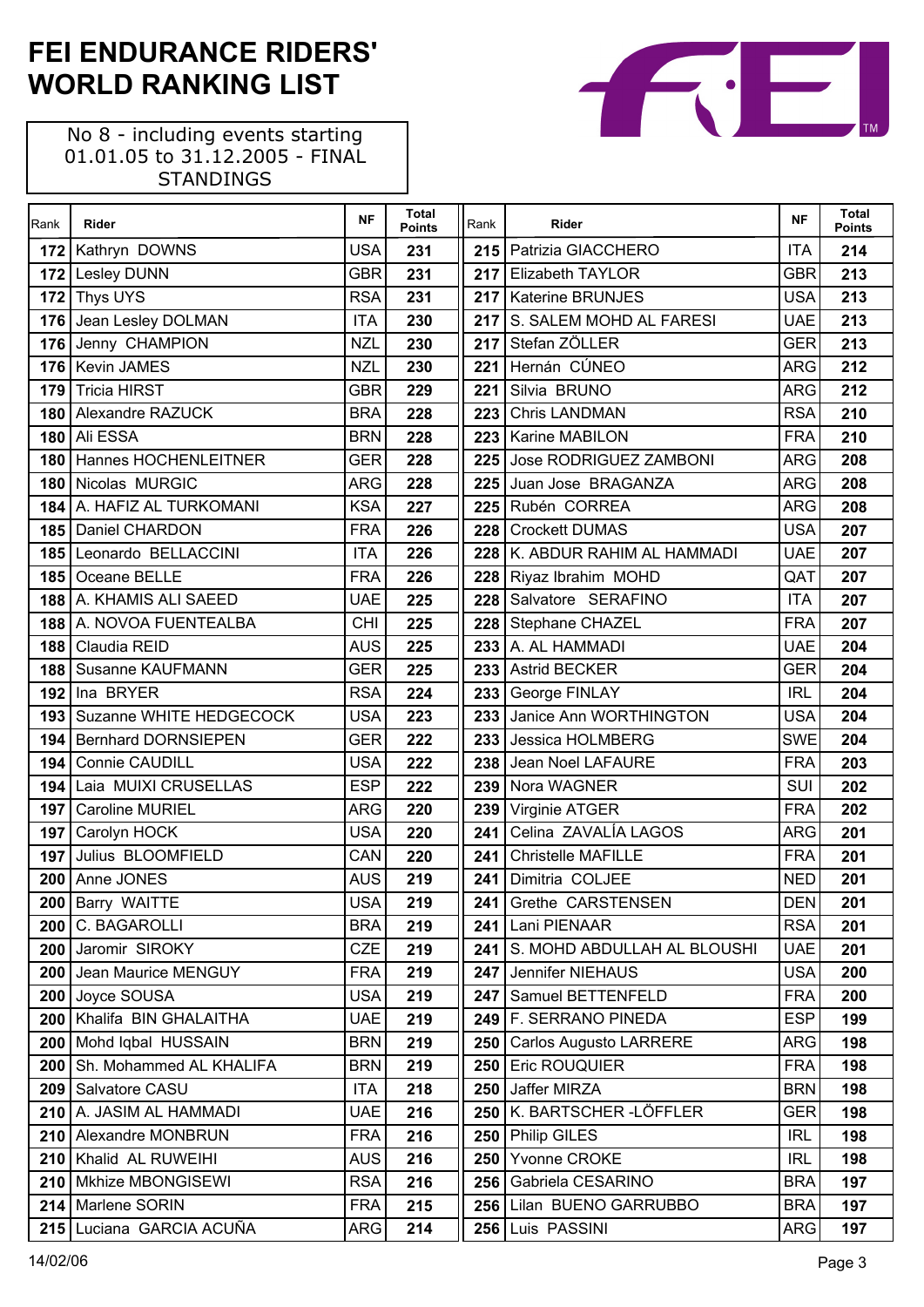# FEI ENDURANCE RIDERS' WORLD RANKING LIST

No 8 - including events starting 01.01.05 to 31.12.2005 - FINAL STANDINGS

| Rank | Rider | NF | Total Points |
|---|---|---|---|
| 172 | Kathryn DOWNS | USA | 231 |
| 172 | Lesley DUNN | GBR | 231 |
| 172 | Thys UYS | RSA | 231 |
| 176 | Jean Lesley DOLMAN | ITA | 230 |
| 176 | Jenny CHAMPION | NZL | 230 |
| 176 | Kevin JAMES | NZL | 230 |
| 179 | Tricia HIRST | GBR | 229 |
| 180 | Alexandre RAZUCK | BRA | 228 |
| 180 | Ali ESSA | BRN | 228 |
| 180 | Hannes HOCHENLEITNER | GER | 228 |
| 180 | Nicolas MURGIC | ARG | 228 |
| 184 | A. HAFIZ AL TURKOMANI | KSA | 227 |
| 185 | Daniel CHARDON | FRA | 226 |
| 185 | Leonardo BELLACCINI | ITA | 226 |
| 185 | Oceane BELLE | FRA | 226 |
| 188 | A. KHAMIS ALI SAEED | UAE | 225 |
| 188 | A. NOVOA FUENTEALBA | CHI | 225 |
| 188 | Claudia REID | AUS | 225 |
| 188 | Susanne KAUFMANN | GER | 225 |
| 192 | Ina BRYER | RSA | 224 |
| 193 | Suzanne WHITE HEDGECOCK | USA | 223 |
| 194 | Bernhard DORNSIEPEN | GER | 222 |
| 194 | Connie CAUDILL | USA | 222 |
| 194 | Laia MUIXI CRUSELLAS | ESP | 222 |
| 197 | Caroline MURIEL | ARG | 220 |
| 197 | Carolyn HOCK | USA | 220 |
| 197 | Julius BLOOMFIELD | CAN | 220 |
| 200 | Anne JONES | AUS | 219 |
| 200 | Barry WAITTE | USA | 219 |
| 200 | C. BAGAROLLI | BRA | 219 |
| 200 | Jaromir SIROKY | CZE | 219 |
| 200 | Jean Maurice MENGUY | FRA | 219 |
| 200 | Joyce SOUSA | USA | 219 |
| 200 | Khalifa BIN GHALAITHA | UAE | 219 |
| 200 | Mohd Iqbal HUSSAIN | BRN | 219 |
| 200 | Sh. Mohammed AL KHALIFA | BRN | 219 |
| 209 | Salvatore CASU | ITA | 218 |
| 210 | A. JASIM AL HAMMADI | UAE | 216 |
| 210 | Alexandre MONBRUN | FRA | 216 |
| 210 | Khalid AL RUWEIHI | AUS | 216 |
| 210 | Mkhize MBONGISEWI | RSA | 216 |
| 214 | Marlene SORIN | FRA | 215 |
| 215 | Luciana GARCIA ACUÑA | ARG | 214 |
| 215 | Patrizia GIACCHERO | ITA | 214 |
| 217 | Elizabeth TAYLOR | GBR | 213 |
| 217 | Katerine BRUNJES | USA | 213 |
| 217 | S. SALEM MOHD AL FARESI | UAE | 213 |
| 217 | Stefan ZÖLLER | GER | 213 |
| 221 | Hernán CÚNEO | ARG | 212 |
| 221 | Silvia BRUNO | ARG | 212 |
| 223 | Chris LANDMAN | RSA | 210 |
| 223 | Karine MABILON | FRA | 210 |
| 225 | Jose RODRIGUEZ ZAMBONI | ARG | 208 |
| 225 | Juan Jose BRAGANZA | ARG | 208 |
| 225 | Rubén CORREA | ARG | 208 |
| 228 | Crockett DUMAS | USA | 207 |
| 228 | K. ABDUR RAHIM AL HAMMADI | UAE | 207 |
| 228 | Riyaz Ibrahim MOHD | QAT | 207 |
| 228 | Salvatore SERAFINO | ITA | 207 |
| 228 | Stephane CHAZEL | FRA | 207 |
| 233 | A. AL HAMMADI | UAE | 204 |
| 233 | Astrid BECKER | GER | 204 |
| 233 | George FINLAY | IRL | 204 |
| 233 | Janice Ann WORTHINGTON | USA | 204 |
| 233 | Jessica HOLMBERG | SWE | 204 |
| 238 | Jean Noel LAFAURE | FRA | 203 |
| 239 | Nora WAGNER | SUI | 202 |
| 239 | Virginie ATGER | FRA | 202 |
| 241 | Celina ZAVALÍA LAGOS | ARG | 201 |
| 241 | Christelle MAFILLE | FRA | 201 |
| 241 | Dimitria COLJEE | NED | 201 |
| 241 | Grethe CARSTENSEN | DEN | 201 |
| 241 | Lani PIENAAR | RSA | 201 |
| 241 | S. MOHD ABDULLAH AL BLOUSHI | UAE | 201 |
| 247 | Jennifer NIEHAUS | USA | 200 |
| 247 | Samuel BETTENFELD | FRA | 200 |
| 249 | F. SERRANO PINEDA | ESP | 199 |
| 250 | Carlos Augusto LARRERE | ARG | 198 |
| 250 | Eric ROUQUIER | FRA | 198 |
| 250 | Jaffer MIRZA | BRN | 198 |
| 250 | K. BARTSCHER -LÖFFLER | GER | 198 |
| 250 | Philip GILES | IRL | 198 |
| 250 | Yvonne CROKE | IRL | 198 |
| 256 | Gabriela CESARINO | BRA | 197 |
| 256 | Lilan BUENO GARRUBBO | BRA | 197 |
| 256 | Luis PASSINI | ARG | 197 |

14/02/06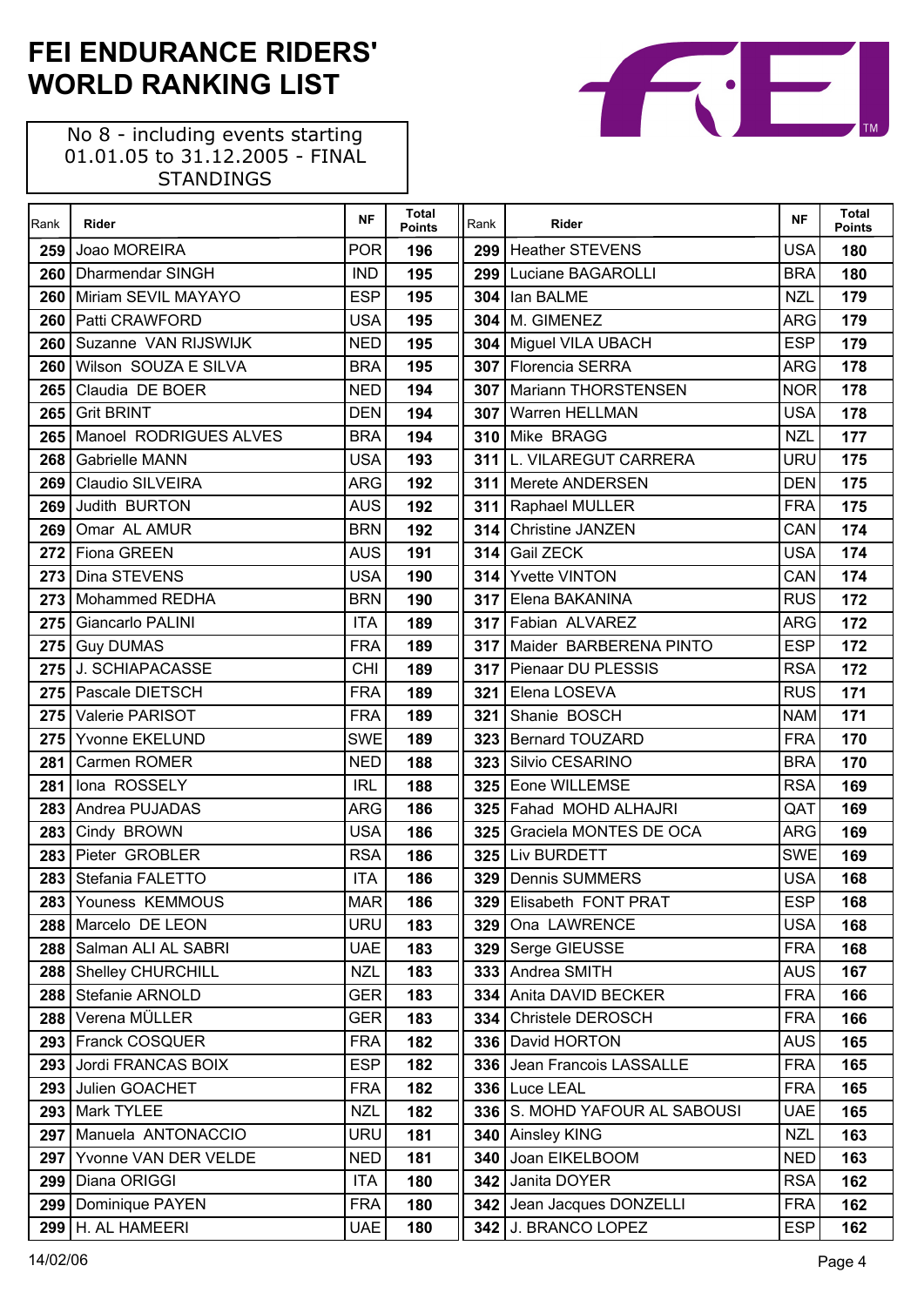# FEI ENDURANCE RIDERS' WORLD RANKING LIST

No 8 - including events starting 01.01.05 to 31.12.2005 - FINAL STANDINGS

| Rank | Rider | NF | Total Points |
|---|---|---|---|
| 259 | Joao MOREIRA | POR | 196 |
| 260 | Dharmendar SINGH | IND | 195 |
| 260 | Miriam SEVIL MAYAYO | ESP | 195 |
| 260 | Patti CRAWFORD | USA | 195 |
| 260 | Suzanne VAN RIJSWIJK | NED | 195 |
| 260 | Wilson SOUZA E SILVA | BRA | 195 |
| 265 | Claudia DE BOER | NED | 194 |
| 265 | Grit BRINT | DEN | 194 |
| 265 | Manoel RODRIGUES ALVES | BRA | 194 |
| 268 | Gabrielle MANN | USA | 193 |
| 269 | Claudio SILVEIRA | ARG | 192 |
| 269 | Judith BURTON | AUS | 192 |
| 269 | Omar AL AMUR | BRN | 192 |
| 272 | Fiona GREEN | AUS | 191 |
| 273 | Dina STEVENS | USA | 190 |
| 273 | Mohammed REDHA | BRN | 190 |
| 275 | Giancarlo PALINI | ITA | 189 |
| 275 | Guy DUMAS | FRA | 189 |
| 275 | J. SCHIAPACASSE | CHI | 189 |
| 275 | Pascale DIETSCH | FRA | 189 |
| 275 | Valerie PARISOT | FRA | 189 |
| 275 | Yvonne EKELUND | SWE | 189 |
| 281 | Carmen ROMER | NED | 188 |
| 281 | Iona ROSSELY | IRL | 188 |
| 283 | Andrea PUJADAS | ARG | 186 |
| 283 | Cindy BROWN | USA | 186 |
| 283 | Pieter GROBLER | RSA | 186 |
| 283 | Stefania FALETTO | ITA | 186 |
| 283 | Youness KEMMOUS | MAR | 186 |
| 288 | Marcelo DE LEON | URU | 183 |
| 288 | Salman ALI AL SABRI | UAE | 183 |
| 288 | Shelley CHURCHILL | NZL | 183 |
| 288 | Stefanie ARNOLD | GER | 183 |
| 288 | Verena MÜLLER | GER | 183 |
| 293 | Franck COSQUER | FRA | 182 |
| 293 | Jordi FRANCAS BOIX | ESP | 182 |
| 293 | Julien GOACHET | FRA | 182 |
| 293 | Mark TYLEE | NZL | 182 |
| 297 | Manuela ANTONACCIO | URU | 181 |
| 297 | Yvonne VAN DER VELDE | NED | 181 |
| 299 | Diana ORIGGI | ITA | 180 |
| 299 | Dominique PAYEN | FRA | 180 |
| 299 | H. AL HAMEERI | UAE | 180 |
| 299 | Heather STEVENS | USA | 180 |
| 299 | Luciane BAGAROLLI | BRA | 180 |
| 304 | Ian BALME | NZL | 179 |
| 304 | M. GIMENEZ | ARG | 179 |
| 304 | Miguel VILA UBACH | ESP | 179 |
| 307 | Florencia SERRA | ARG | 178 |
| 307 | Mariann THORSTENSEN | NOR | 178 |
| 307 | Warren HELLMAN | USA | 178 |
| 310 | Mike BRAGG | NZL | 177 |
| 311 | L. VILAREGUT CARRERA | URU | 175 |
| 311 | Merete ANDERSEN | DEN | 175 |
| 311 | Raphael MULLER | FRA | 175 |
| 314 | Christine JANZEN | CAN | 174 |
| 314 | Gail ZECK | USA | 174 |
| 314 | Yvette VINTON | CAN | 174 |
| 317 | Elena BAKANINA | RUS | 172 |
| 317 | Fabian ALVAREZ | ARG | 172 |
| 317 | Maider BARBERENA PINTO | ESP | 172 |
| 317 | Pienaar DU PLESSIS | RSA | 172 |
| 321 | Elena LOSEVA | RUS | 171 |
| 321 | Shanie BOSCH | NAM | 171 |
| 323 | Bernard TOUZARD | FRA | 170 |
| 323 | Silvio CESARINO | BRA | 170 |
| 325 | Eone WILLEMSE | RSA | 169 |
| 325 | Fahad MOHD ALHAJRI | QAT | 169 |
| 325 | Graciela MONTES DE OCA | ARG | 169 |
| 325 | Liv BURDETT | SWE | 169 |
| 329 | Dennis SUMMERS | USA | 168 |
| 329 | Elisabeth FONT PRAT | ESP | 168 |
| 329 | Ona LAWRENCE | USA | 168 |
| 329 | Serge GIEUSSE | FRA | 168 |
| 333 | Andrea SMITH | AUS | 167 |
| 334 | Anita DAVID BECKER | FRA | 166 |
| 334 | Christele DEROSCH | FRA | 166 |
| 336 | David HORTON | AUS | 165 |
| 336 | Jean Francois LASSALLE | FRA | 165 |
| 336 | Luce LEAL | FRA | 165 |
| 336 | S. MOHD YAFOUR AL SABOUSI | UAE | 165 |
| 340 | Ainsley KING | NZL | 163 |
| 340 | Joan EIKELBOOM | NED | 163 |
| 342 | Janita DOYER | RSA | 162 |
| 342 | Jean Jacques DONZELLI | FRA | 162 |
| 342 | J. BRANCO LOPEZ | ESP | 162 |

14/02/06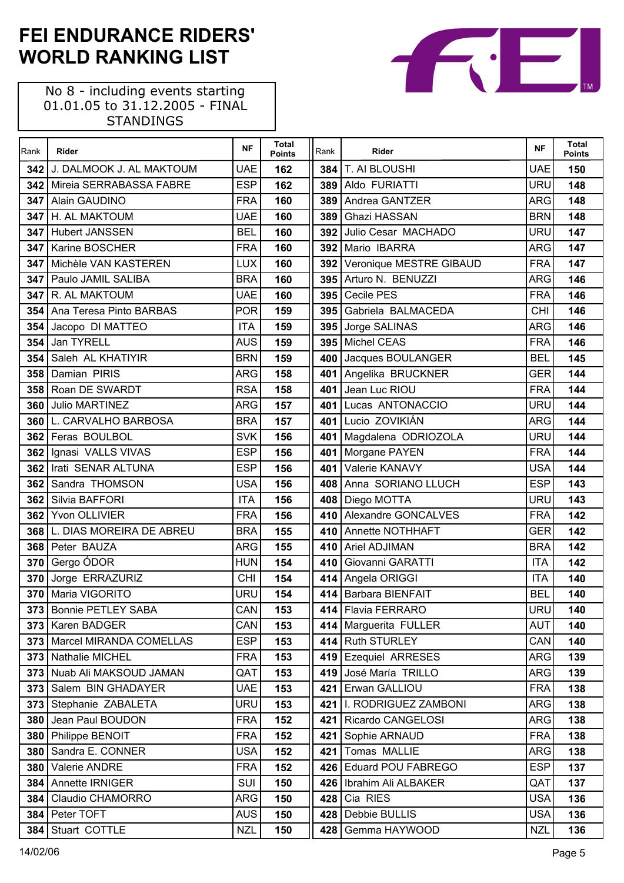# FEI ENDURANCE RIDERS' WORLD RANKING LIST

No 8 - including events starting 01.01.05 to 31.12.2005 - FINAL STANDINGS

| Rank | Rider | NF | Total Points |
|---|---|---|---|
| 342 | J. DALMOOK J. AL MAKTOUM | UAE | 162 |
| 342 | Mireia SERRABASSA FABRE | ESP | 162 |
| 347 | Alain GAUDINO | FRA | 160 |
| 347 | H. AL MAKTOUM | UAE | 160 |
| 347 | Hubert JANSSEN | BEL | 160 |
| 347 | Karine BOSCHER | FRA | 160 |
| 347 | Michèle VAN KASTEREN | LUX | 160 |
| 347 | Paulo JAMIL SALIBA | BRA | 160 |
| 347 | R. AL MAKTOUM | UAE | 160 |
| 354 | Ana Teresa Pinto BARBAS | POR | 159 |
| 354 | Jacopo DI MATTEO | ITA | 159 |
| 354 | Jan TYRELL | AUS | 159 |
| 354 | Saleh AL KHATIYIR | BRN | 159 |
| 358 | Damian PIRIS | ARG | 158 |
| 358 | Roan DE SWARDT | RSA | 158 |
| 360 | Julio MARTINEZ | ARG | 157 |
| 360 | L. CARVALHO BARBOSA | BRA | 157 |
| 362 | Feras BOULBOL | SVK | 156 |
| 362 | Ignasi VALLS VIVAS | ESP | 156 |
| 362 | Irati SENAR ALTUNA | ESP | 156 |
| 362 | Sandra THOMSON | USA | 156 |
| 362 | Silvia BAFFORI | ITA | 156 |
| 362 | Yvon OLLIVIER | FRA | 156 |
| 368 | L. DIAS MOREIRA DE ABREU | BRA | 155 |
| 368 | Peter BAUZA | ARG | 155 |
| 370 | Gergo ÓDOR | HUN | 154 |
| 370 | Jorge ERRAZURIZ | CHI | 154 |
| 370 | Maria VIGORITO | URU | 154 |
| 373 | Bonnie PETLEY SABA | CAN | 153 |
| 373 | Karen BADGER | CAN | 153 |
| 373 | Marcel MIRANDA COMELLAS | ESP | 153 |
| 373 | Nathalie MICHEL | FRA | 153 |
| 373 | Nuab Ali MAKSOUD JAMAN | QAT | 153 |
| 373 | Salem BIN GHADAYER | UAE | 153 |
| 373 | Stephanie ZABALETA | URU | 153 |
| 380 | Jean Paul BOUDON | FRA | 152 |
| 380 | Philippe BENOIT | FRA | 152 |
| 380 | Sandra E. CONNER | USA | 152 |
| 380 | Valerie ANDRE | FRA | 152 |
| 384 | Annette IRNIGER | SUI | 150 |
| 384 | Claudio CHAMORRO | ARG | 150 |
| 384 | Peter TOFT | AUS | 150 |
| 384 | Stuart COTTLE | NZL | 150 |
| 384 | T. Al BLOUSHI | UAE | 150 |
| 389 | Aldo FURIATTI | URU | 148 |
| 389 | Andrea GANTZER | ARG | 148 |
| 389 | Ghazi HASSAN | BRN | 148 |
| 392 | Julio Cesar MACHADO | URU | 147 |
| 392 | Mario IBARRA | ARG | 147 |
| 392 | Veronique MESTRE GIBAUD | FRA | 147 |
| 395 | Arturo N. BENUZZI | ARG | 146 |
| 395 | Cecile PES | FRA | 146 |
| 395 | Gabriela BALMACEDA | CHI | 146 |
| 395 | Jorge SALINAS | ARG | 146 |
| 395 | Michel CEAS | FRA | 146 |
| 400 | Jacques BOULANGER | BEL | 145 |
| 401 | Angelika BRUCKNER | GER | 144 |
| 401 | Jean Luc RIOU | FRA | 144 |
| 401 | Lucas ANTONACCIO | URU | 144 |
| 401 | Lucio ZOVIKIÁN | ARG | 144 |
| 401 | Magdalena ODRIOZOLA | URU | 144 |
| 401 | Morgane PAYEN | FRA | 144 |
| 401 | Valerie KANAVY | USA | 144 |
| 408 | Anna SORIANO LLUCH | ESP | 143 |
| 408 | Diego MOTTA | URU | 143 |
| 410 | Alexandre GONCALVES | FRA | 142 |
| 410 | Annette NOTHHAFT | GER | 142 |
| 410 | Ariel ADJIMAN | BRA | 142 |
| 410 | Giovanni GARATTI | ITA | 142 |
| 414 | Angela ORIGGI | ITA | 140 |
| 414 | Barbara BIENFAIT | BEL | 140 |
| 414 | Flavia FERRARO | URU | 140 |
| 414 | Marguerita FULLER | AUT | 140 |
| 414 | Ruth STURLEY | CAN | 140 |
| 419 | Ezequiel ARRESES | ARG | 139 |
| 419 | José María TRILLO | ARG | 139 |
| 421 | Erwan GALLIOU | FRA | 138 |
| 421 | I. RODRIGUEZ ZAMBONI | ARG | 138 |
| 421 | Ricardo CANGELOSI | ARG | 138 |
| 421 | Sophie ARNAUD | FRA | 138 |
| 421 | Tomas MALLIE | ARG | 138 |
| 426 | Eduard POU FABREGO | ESP | 137 |
| 426 | Ibrahim Ali ALBAKER | QAT | 137 |
| 428 | Cia RIES | USA | 136 |
| 428 | Debbie BULLIS | USA | 136 |
| 428 | Gemma HAYWOOD | NZL | 136 |

14/02/06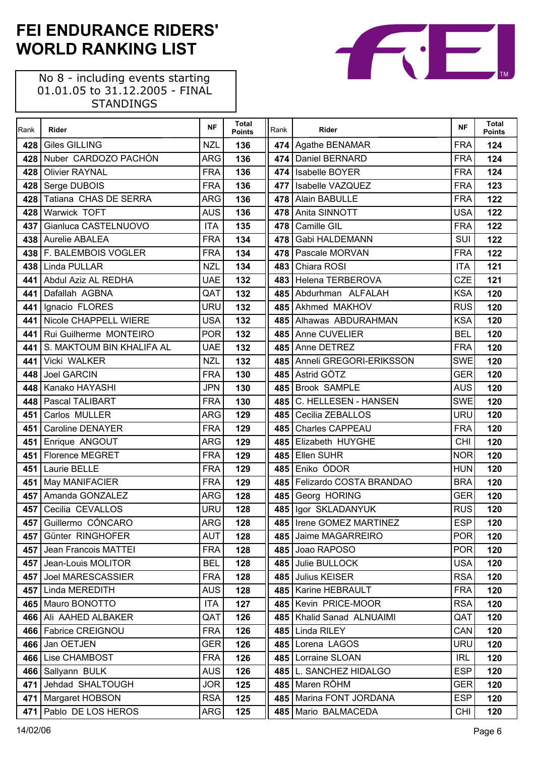# FEI ENDURANCE RIDERS' WORLD RANKING LIST

No 8 - including events starting 01.01.05 to 31.12.2005 - FINAL STANDINGS

| Rank | Rider | NF | Total Points |
|---|---|---|---|
| 428 | Giles GILLING | NZL | 136 |
| 428 | Nuber CARDOZO PACHÓN | ARG | 136 |
| 428 | Olivier RAYNAL | FRA | 136 |
| 428 | Serge DUBOIS | FRA | 136 |
| 428 | Tatiana CHAS DE SERRA | ARG | 136 |
| 428 | Warwick TOFT | AUS | 136 |
| 437 | Gianluca CASTELNUOVO | ITA | 135 |
| 438 | Aurelie ABALEA | FRA | 134 |
| 438 | F. BALEMBOIS VOGLER | FRA | 134 |
| 438 | Linda PULLAR | NZL | 134 |
| 441 | Abdul Aziz AL REDHA | UAE | 132 |
| 441 | Dafallah AGBNA | QAT | 132 |
| 441 | Ignacio FLORES | URU | 132 |
| 441 | Nicole CHAPPELL WIERE | USA | 132 |
| 441 | Rui Guilherme MONTEIRO | POR | 132 |
| 441 | S. MAKTOUM BIN KHALIFA AL | UAE | 132 |
| 441 | Vicki WALKER | NZL | 132 |
| 448 | Joel GARCIN | FRA | 130 |
| 448 | Kanako HAYASHI | JPN | 130 |
| 448 | Pascal TALIBART | FRA | 130 |
| 451 | Carlos MULLER | ARG | 129 |
| 451 | Caroline DENAYER | FRA | 129 |
| 451 | Enrique ANGOUT | ARG | 129 |
| 451 | Florence MEGRET | FRA | 129 |
| 451 | Laurie BELLE | FRA | 129 |
| 451 | May MANIFACIER | FRA | 129 |
| 457 | Amanda GONZALEZ | ARG | 128 |
| 457 | Cecilia CEVALLOS | URU | 128 |
| 457 | Guillermo CÓNCARO | ARG | 128 |
| 457 | Günter RINGHOFER | AUT | 128 |
| 457 | Jean Francois MATTEI | FRA | 128 |
| 457 | Jean-Louis MOLITOR | BEL | 128 |
| 457 | Joel MARESCASSIER | FRA | 128 |
| 457 | Linda MEREDITH | AUS | 128 |
| 465 | Mauro BONOTTO | ITA | 127 |
| 466 | Ali AAHED ALBAKER | QAT | 126 |
| 466 | Fabrice CREIGNOU | FRA | 126 |
| 466 | Jan OETJEN | GER | 126 |
| 466 | Lise CHAMBOST | FRA | 126 |
| 466 | Sallyann BULK | AUS | 126 |
| 471 | Jehdad SHALTOUGH | JOR | 125 |
| 471 | Margaret HOBSON | RSA | 125 |
| 471 | Pablo DE LOS HEROS | ARG | 125 |
| 474 | Agathe BENAMAR | FRA | 124 |
| 474 | Daniel BERNARD | FRA | 124 |
| 474 | Isabelle BOYER | FRA | 124 |
| 477 | Isabelle VAZQUEZ | FRA | 123 |
| 478 | Alain BABULLE | FRA | 122 |
| 478 | Anita SINNOTT | USA | 122 |
| 478 | Camille GIL | FRA | 122 |
| 478 | Gabi HALDEMANN | SUI | 122 |
| 478 | Pascale MORVAN | FRA | 122 |
| 483 | Chiara ROSI | ITA | 121 |
| 483 | Helena TERBEROVA | CZE | 121 |
| 485 | Abdurhman ALFALAH | KSA | 120 |
| 485 | Akhmed MAKHOV | RUS | 120 |
| 485 | Alhawas ABDURAHMAN | KSA | 120 |
| 485 | Anne CUVELIER | BEL | 120 |
| 485 | Anne DETREZ | FRA | 120 |
| 485 | Anneli GREGORI-ERIKSSON | SWE | 120 |
| 485 | Astrid GÖTZ | GER | 120 |
| 485 | Brook SAMPLE | AUS | 120 |
| 485 | C. HELLESEN - HANSEN | SWE | 120 |
| 485 | Cecilia ZEBALLOS | URU | 120 |
| 485 | Charles CAPPEAU | FRA | 120 |
| 485 | Elizabeth HUYGHE | CHI | 120 |
| 485 | Ellen SUHR | NOR | 120 |
| 485 | Eniko ÓDOR | HUN | 120 |
| 485 | Felizardo COSTA BRANDAO | BRA | 120 |
| 485 | Georg HORING | GER | 120 |
| 485 | Igor SKLADANYUK | RUS | 120 |
| 485 | Irene GOMEZ MARTINEZ | ESP | 120 |
| 485 | Jaime MAGARREIRO | POR | 120 |
| 485 | Joao RAPOSO | POR | 120 |
| 485 | Julie BULLOCK | USA | 120 |
| 485 | Julius KEISER | RSA | 120 |
| 485 | Karine HEBRAULT | FRA | 120 |
| 485 | Kevin PRICE-MOOR | RSA | 120 |
| 485 | Khalid Sanad ALNUAIMI | QAT | 120 |
| 485 | Linda RILEY | CAN | 120 |
| 485 | Lorena LAGOS | URU | 120 |
| 485 | Lorraine SLOAN | IRL | 120 |
| 485 | L. SANCHEZ HIDALGO | ESP | 120 |
| 485 | Maren RÖHM | GER | 120 |
| 485 | Marina FONT JORDANA | ESP | 120 |
| 485 | Mario BALMACEDA | CHI | 120 |

14/02/06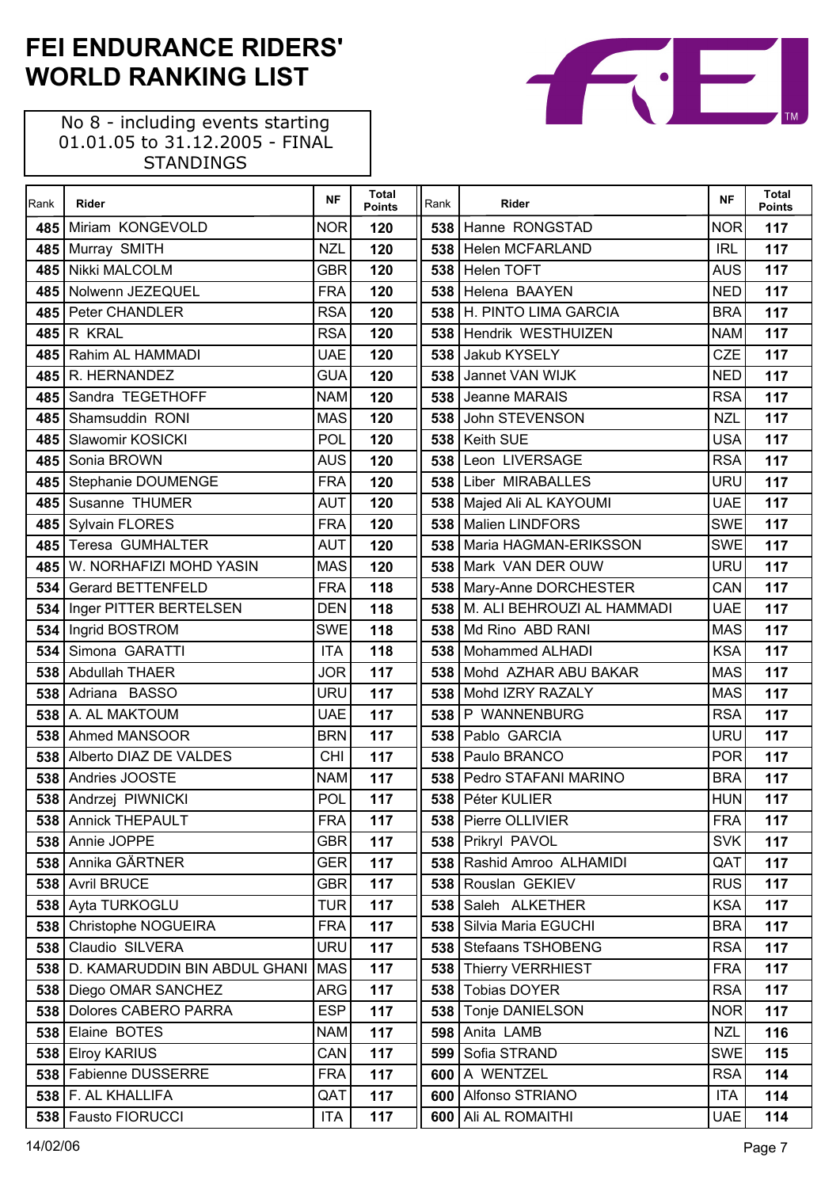# FEI ENDURANCE RIDERS' WORLD RANKING LIST

No 8 - including events starting 01.01.05 to 31.12.2005 - FINAL STANDINGS

| Rank | Rider | NF | Total Points |
|---|---|---|---|
| 485 | Miriam KONGEVOLD | NOR | 120 |
| 485 | Murray SMITH | NZL | 120 |
| 485 | Nikki MALCOLM | GBR | 120 |
| 485 | Nolwenn JEZEQUEL | FRA | 120 |
| 485 | Peter CHANDLER | RSA | 120 |
| 485 | R KRAL | RSA | 120 |
| 485 | Rahim AL HAMMADI | UAE | 120 |
| 485 | R. HERNANDEZ | GUA | 120 |
| 485 | Sandra TEGETHOFF | NAM | 120 |
| 485 | Shamsuddin RONI | MAS | 120 |
| 485 | Slawomir KOSICKI | POL | 120 |
| 485 | Sonia BROWN | AUS | 120 |
| 485 | Stephanie DOUMENGE | FRA | 120 |
| 485 | Susanne THUMER | AUT | 120 |
| 485 | Sylvain FLORES | FRA | 120 |
| 485 | Teresa GUMHALTER | AUT | 120 |
| 485 | W. NORHAFIZI MOHD YASIN | MAS | 120 |
| 534 | Gerard BETTENFELD | FRA | 118 |
| 534 | Inger PITTER BERTELSEN | DEN | 118 |
| 534 | Ingrid BOSTROM | SWE | 118 |
| 534 | Simona GARATTI | ITA | 118 |
| 538 | Abdullah THAER | JOR | 117 |
| 538 | Adriana BASSO | URU | 117 |
| 538 | A. AL MAKTOUM | UAE | 117 |
| 538 | Ahmed MANSOOR | BRN | 117 |
| 538 | Alberto DIAZ DE VALDES | CHI | 117 |
| 538 | Andries JOOSTE | NAM | 117 |
| 538 | Andrzej PIWNICKI | POL | 117 |
| 538 | Annick THEPAULT | FRA | 117 |
| 538 | Annie JOPPE | GBR | 117 |
| 538 | Annika GÄRTNER | GER | 117 |
| 538 | Avril BRUCE | GBR | 117 |
| 538 | Ayta TURKOGLU | TUR | 117 |
| 538 | Christophe NOGUEIRA | FRA | 117 |
| 538 | Claudio SILVERA | URU | 117 |
| 538 | D. KAMARUDDIN BIN ABDUL GHANI | MAS | 117 |
| 538 | Diego OMAR SANCHEZ | ARG | 117 |
| 538 | Dolores CABERO PARRA | ESP | 117 |
| 538 | Elaine BOTES | NAM | 117 |
| 538 | Elroy KARIUS | CAN | 117 |
| 538 | Fabienne DUSSERRE | FRA | 117 |
| 538 | F. AL KHALLIFA | QAT | 117 |
| 538 | Fausto FIORUCCI | ITA | 117 |
| 538 | Hanne RONGSTAD | NOR | 117 |
| 538 | Helen MCFARLAND | IRL | 117 |
| 538 | Helen TOFT | AUS | 117 |
| 538 | Helena BAAYEN | NED | 117 |
| 538 | H. PINTO LIMA GARCIA | BRA | 117 |
| 538 | Hendrik WESTHUIZEN | NAM | 117 |
| 538 | Jakub KYSELY | CZE | 117 |
| 538 | Jannet VAN WIJK | NED | 117 |
| 538 | Jeanne MARAIS | RSA | 117 |
| 538 | John STEVENSON | NZL | 117 |
| 538 | Keith SUE | USA | 117 |
| 538 | Leon LIVERSAGE | RSA | 117 |
| 538 | Liber MIRABALLES | URU | 117 |
| 538 | Majed Ali AL KAYOUMI | UAE | 117 |
| 538 | Malien LINDFORS | SWE | 117 |
| 538 | Maria HAGMAN-ERIKSSON | SWE | 117 |
| 538 | Mark VAN DER OUW | URU | 117 |
| 538 | Mary-Anne DORCHESTER | CAN | 117 |
| 538 | M. ALI BEHROUZI AL HAMMADI | UAE | 117 |
| 538 | Md Rino ABD RANI | MAS | 117 |
| 538 | Mohammed ALHADI | KSA | 117 |
| 538 | Mohd AZHAR ABU BAKAR | MAS | 117 |
| 538 | Mohd IZRY RAZALY | MAS | 117 |
| 538 | P WANNENBURG | RSA | 117 |
| 538 | Pablo GARCIA | URU | 117 |
| 538 | Paulo BRANCO | POR | 117 |
| 538 | Pedro STAFANI MARINO | BRA | 117 |
| 538 | Péter KULIER | HUN | 117 |
| 538 | Pierre OLLIVIER | FRA | 117 |
| 538 | Prikryl PAVOL | SVK | 117 |
| 538 | Rashid Amroo ALHAMIDI | QAT | 117 |
| 538 | Rouslan GEKIEV | RUS | 117 |
| 538 | Saleh ALKETHER | KSA | 117 |
| 538 | Silvia Maria EGUCHI | BRA | 117 |
| 538 | Stefaans TSHOBENG | RSA | 117 |
| 538 | Thierry VERRHIEST | FRA | 117 |
| 538 | Tobias DOYER | RSA | 117 |
| 538 | Tonje DANIELSON | NOR | 117 |
| 598 | Anita LAMB | NZL | 116 |
| 599 | Sofia STRAND | SWE | 115 |
| 600 | A WENTZEL | RSA | 114 |
| 600 | Alfonso STRIANO | ITA | 114 |
| 600 | Ali AL ROMAITHI | UAE | 114 |

14/02/06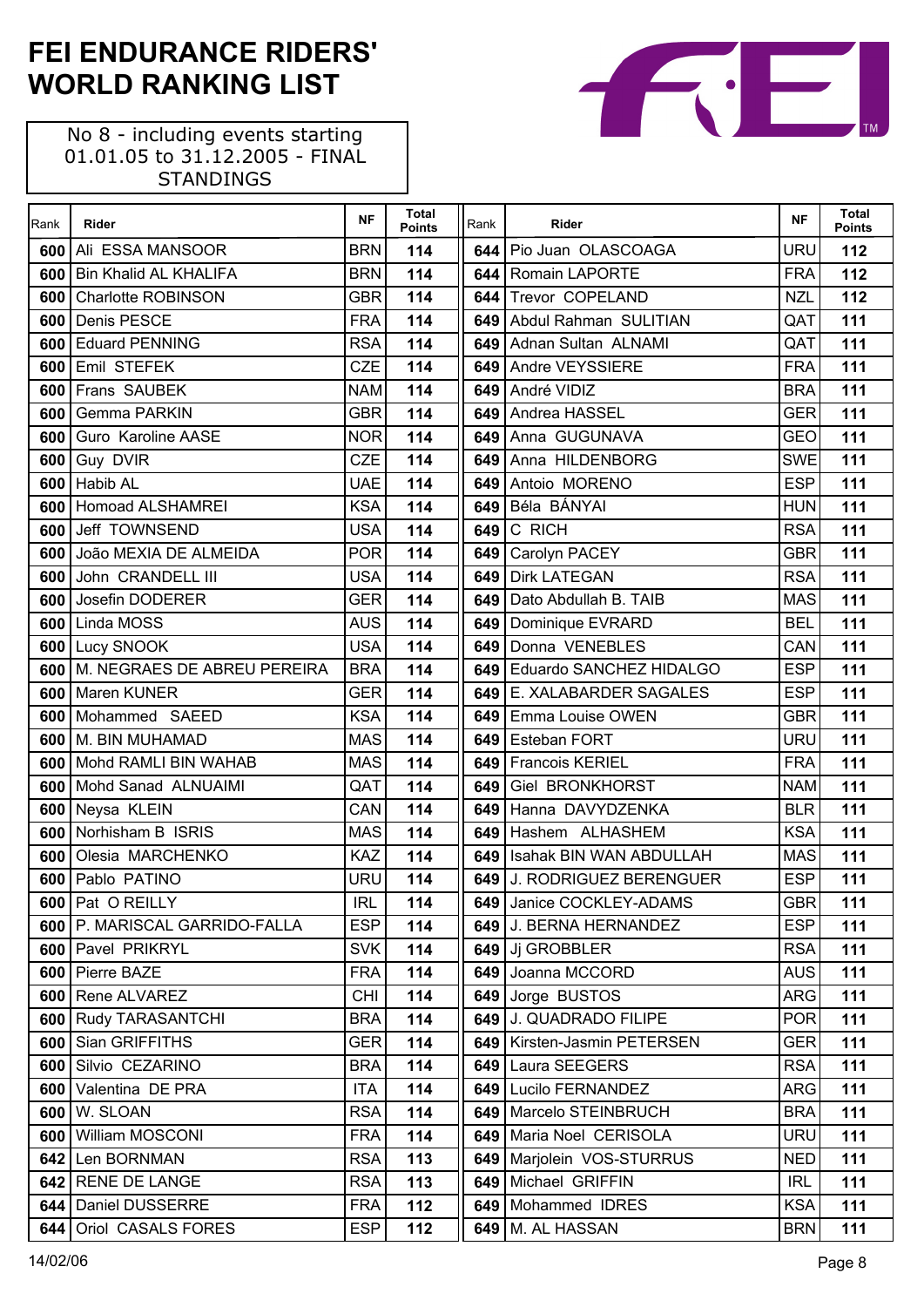# FEI ENDURANCE RIDERS' WORLD RANKING LIST

No 8 - including events starting 01.01.05 to 31.12.2005 - FINAL STANDINGS

| Rank | Rider | NF | Total Points |
|---|---|---|---|
| 600 | Ali ESSA MANSOOR | BRN | 114 |
| 600 | Bin Khalid AL KHALIFA | BRN | 114 |
| 600 | Charlotte ROBINSON | GBR | 114 |
| 600 | Denis PESCE | FRA | 114 |
| 600 | Eduard PENNING | RSA | 114 |
| 600 | Emil STEFEK | CZE | 114 |
| 600 | Frans SAUBEK | NAM | 114 |
| 600 | Gemma PARKIN | GBR | 114 |
| 600 | Guro Karoline AASE | NOR | 114 |
| 600 | Guy DVIR | CZE | 114 |
| 600 | Habib AL | UAE | 114 |
| 600 | Homoad ALSHAMREI | KSA | 114 |
| 600 | Jeff TOWNSEND | USA | 114 |
| 600 | João MEXIA DE ALMEIDA | POR | 114 |
| 600 | John CRANDELL III | USA | 114 |
| 600 | Josefin DODERER | GER | 114 |
| 600 | Linda MOSS | AUS | 114 |
| 600 | Lucy SNOOK | USA | 114 |
| 600 | M. NEGRAES DE ABREU PEREIRA | BRA | 114 |
| 600 | Maren KUNER | GER | 114 |
| 600 | Mohammed SAEED | KSA | 114 |
| 600 | M. BIN MUHAMAD | MAS | 114 |
| 600 | Mohd RAMLI BIN WAHAB | MAS | 114 |
| 600 | Mohd Sanad ALNUAIMI | QAT | 114 |
| 600 | Neysa KLEIN | CAN | 114 |
| 600 | Norhisham B ISRIS | MAS | 114 |
| 600 | Olesia MARCHENKO | KAZ | 114 |
| 600 | Pablo PATINO | URU | 114 |
| 600 | Pat O REILLY | IRL | 114 |
| 600 | P. MARISCAL GARRIDO-FALLA | ESP | 114 |
| 600 | Pavel PRIKRYL | SVK | 114 |
| 600 | Pierre BAZE | FRA | 114 |
| 600 | Rene ALVAREZ | CHI | 114 |
| 600 | Rudy TARASANTCHI | BRA | 114 |
| 600 | Sian GRIFFITHS | GER | 114 |
| 600 | Silvio CEZARINO | BRA | 114 |
| 600 | Valentina DE PRA | ITA | 114 |
| 600 | W. SLOAN | RSA | 114 |
| 600 | William MOSCONI | FRA | 114 |
| 642 | Len BORNMAN | RSA | 113 |
| 642 | RENE DE LANGE | RSA | 113 |
| 644 | Daniel DUSSERRE | FRA | 112 |
| 644 | Oriol CASALS FORES | ESP | 112 |
| 644 | Pio Juan OLASCOAGA | URU | 112 |
| 644 | Romain LAPORTE | FRA | 112 |
| 644 | Trevor COPELAND | NZL | 112 |
| 649 | Abdul Rahman SULITIAN | QAT | 111 |
| 649 | Adnan Sultan ALNAMI | QAT | 111 |
| 649 | Andre VEYSSIERE | FRA | 111 |
| 649 | André VIDIZ | BRA | 111 |
| 649 | Andrea HASSEL | GER | 111 |
| 649 | Anna GUGUNAVA | GEO | 111 |
| 649 | Anna HILDENBORG | SWE | 111 |
| 649 | Antoio MORENO | ESP | 111 |
| 649 | Béla BÁNYAI | HUN | 111 |
| 649 | C RICH | RSA | 111 |
| 649 | Carolyn PACEY | GBR | 111 |
| 649 | Dirk LATEGAN | RSA | 111 |
| 649 | Dato Abdullah B. TAIB | MAS | 111 |
| 649 | Dominique EVRARD | BEL | 111 |
| 649 | Donna VENEBLES | CAN | 111 |
| 649 | Eduardo SANCHEZ HIDALGO | ESP | 111 |
| 649 | E. XALABARDER SAGALES | ESP | 111 |
| 649 | Emma Louise OWEN | GBR | 111 |
| 649 | Esteban FORT | URU | 111 |
| 649 | Francois KERIEL | FRA | 111 |
| 649 | Giel BRONKHORST | NAM | 111 |
| 649 | Hanna DAVYDZENKA | BLR | 111 |
| 649 | Hashem ALHASHEM | KSA | 111 |
| 649 | Isahak BIN WAN ABDULLAH | MAS | 111 |
| 649 | J. RODRIGUEZ BERENGUER | ESP | 111 |
| 649 | Janice COCKLEY-ADAMS | GBR | 111 |
| 649 | J. BERNA HERNANDEZ | ESP | 111 |
| 649 | Jj GROBBLER | RSA | 111 |
| 649 | Joanna MCCORD | AUS | 111 |
| 649 | Jorge BUSTOS | ARG | 111 |
| 649 | J. QUADRADO FILIPE | POR | 111 |
| 649 | Kirsten-Jasmin PETERSEN | GER | 111 |
| 649 | Laura SEEGERS | RSA | 111 |
| 649 | Lucilo FERNANDEZ | ARG | 111 |
| 649 | Marcelo STEINBRUCH | BRA | 111 |
| 649 | Maria Noel CERISOLA | URU | 111 |
| 649 | Marjolein VOS-STURRUS | NED | 111 |
| 649 | Michael GRIFFIN | IRL | 111 |
| 649 | Mohammed IDRES | KSA | 111 |
| 649 | M. AL HASSAN | BRN | 111 |

14/02/06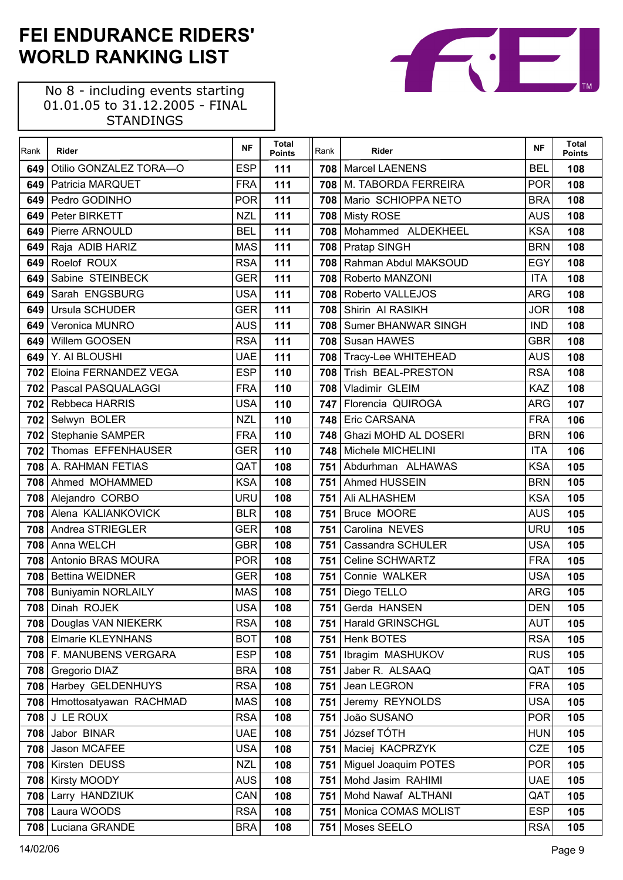# FEI ENDURANCE RIDERS' WORLD RANKING LIST

No 8 - including events starting 01.01.05 to 31.12.2005 - FINAL STANDINGS

| Rank | Rider | NF | Total Points |
|---|---|---|---|
| 649 | Otilio GONZALEZ TORA—O | ESP | 111 |
| 649 | Patricia MARQUET | FRA | 111 |
| 649 | Pedro GODINHO | POR | 111 |
| 649 | Peter BIRKETT | NZL | 111 |
| 649 | Pierre ARNOULD | BEL | 111 |
| 649 | Raja ADIB HARIZ | MAS | 111 |
| 649 | Roelof ROUX | RSA | 111 |
| 649 | Sabine STEINBECK | GER | 111 |
| 649 | Sarah ENGSBURG | USA | 111 |
| 649 | Ursula SCHUDER | GER | 111 |
| 649 | Veronica MUNRO | AUS | 111 |
| 649 | Willem GOOSEN | RSA | 111 |
| 649 | Y. Al BLOUSHI | UAE | 111 |
| 702 | Eloina FERNANDEZ VEGA | ESP | 110 |
| 702 | Pascal PASQUALAGGI | FRA | 110 |
| 702 | Rebbeca HARRIS | USA | 110 |
| 702 | Selwyn BOLER | NZL | 110 |
| 702 | Stephanie SAMPER | FRA | 110 |
| 702 | Thomas EFFENHAUSER | GER | 110 |
| 708 | A. RAHMAN FETIAS | QAT | 108 |
| 708 | Ahmed MOHAMMED | KSA | 108 |
| 708 | Alejandro CORBO | URU | 108 |
| 708 | Alena KALIANKOVICK | BLR | 108 |
| 708 | Andrea STRIEGLER | GER | 108 |
| 708 | Anna WELCH | GBR | 108 |
| 708 | Antonio BRAS MOURA | POR | 108 |
| 708 | Bettina WEIDNER | GER | 108 |
| 708 | Buniyamin NORLAILY | MAS | 108 |
| 708 | Dinah ROJEK | USA | 108 |
| 708 | Douglas VAN NIEKERK | RSA | 108 |
| 708 | Elmarie KLEYNHANS | BOT | 108 |
| 708 | F. MANUBENS VERGARA | ESP | 108 |
| 708 | Gregorio DIAZ | BRA | 108 |
| 708 | Harbey GELDENHUYS | RSA | 108 |
| 708 | Hmottosatyawan RACHMAD | MAS | 108 |
| 708 | J LE ROUX | RSA | 108 |
| 708 | Jabor BINAR | UAE | 108 |
| 708 | Jason MCAFEE | USA | 108 |
| 708 | Kirsten DEUSS | NZL | 108 |
| 708 | Kirsty MOODY | AUS | 108 |
| 708 | Larry HANDZIUK | CAN | 108 |
| 708 | Laura WOODS | RSA | 108 |
| 708 | Luciana GRANDE | BRA | 108 |
| 708 | Marcel LAENENS | BEL | 108 |
| 708 | M. TABORDA FERREIRA | POR | 108 |
| 708 | Mario SCHIOPPA NETO | BRA | 108 |
| 708 | Misty ROSE | AUS | 108 |
| 708 | Mohammed ALDEKHEEL | KSA | 108 |
| 708 | Pratap SINGH | BRN | 108 |
| 708 | Rahman Abdul MAKSOUD | EGY | 108 |
| 708 | Roberto MANZONI | ITA | 108 |
| 708 | Roberto VALLEJOS | ARG | 108 |
| 708 | Shirin Al RASIKH | JOR | 108 |
| 708 | Sumer BHANWAR SINGH | IND | 108 |
| 708 | Susan HAWES | GBR | 108 |
| 708 | Tracy-Lee WHITEHEAD | AUS | 108 |
| 708 | Trish BEAL-PRESTON | RSA | 108 |
| 708 | Vladimir GLEIM | KAZ | 108 |
| 747 | Florencia QUIROGA | ARG | 107 |
| 748 | Eric CARSANA | FRA | 106 |
| 748 | Ghazi MOHD AL DOSERI | BRN | 106 |
| 748 | Michele MICHELINI | ITA | 106 |
| 751 | Abdurhman ALHAWAS | KSA | 105 |
| 751 | Ahmed HUSSEIN | BRN | 105 |
| 751 | Ali ALHASHEM | KSA | 105 |
| 751 | Bruce MOORE | AUS | 105 |
| 751 | Carolina NEVES | URU | 105 |
| 751 | Cassandra SCHULER | USA | 105 |
| 751 | Celine SCHWARTZ | FRA | 105 |
| 751 | Connie WALKER | USA | 105 |
| 751 | Diego TELLO | ARG | 105 |
| 751 | Gerda HANSEN | DEN | 105 |
| 751 | Harald GRINSCHGL | AUT | 105 |
| 751 | Henk BOTES | RSA | 105 |
| 751 | Ibragim MASHUKOV | RUS | 105 |
| 751 | Jaber R. ALSAAQ | QAT | 105 |
| 751 | Jean LEGRON | FRA | 105 |
| 751 | Jeremy REYNOLDS | USA | 105 |
| 751 | João SUSANO | POR | 105 |
| 751 | József TÓTH | HUN | 105 |
| 751 | Maciej KACPRZYK | CZE | 105 |
| 751 | Miguel Joaquim POTES | POR | 105 |
| 751 | Mohd Jasim RAHIMI | UAE | 105 |
| 751 | Mohd Nawaf ALTHANI | QAT | 105 |
| 751 | Monica COMAS MOLIST | ESP | 105 |
| 751 | Moses SEELO | RSA | 105 |

14/02/06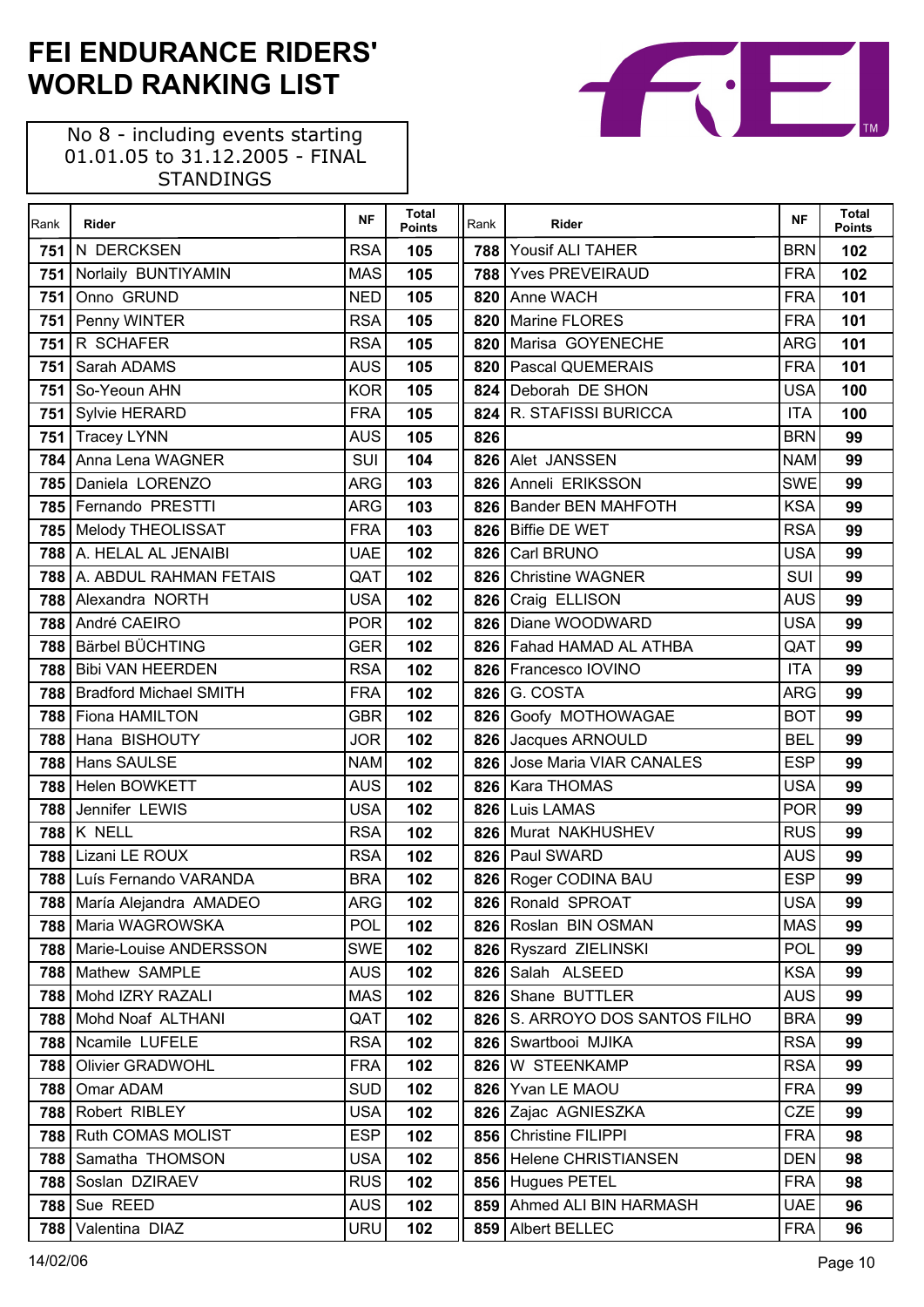# FEI ENDURANCE RIDERS' WORLD RANKING LIST

No 8 - including events starting 01.01.05 to 31.12.2005 - FINAL STANDINGS

| Rank | Rider | NF | Total Points |
|---|---|---|---|
| 751 | N DERCKSEN | RSA | 105 |
| 751 | Norlaily BUNTIYAMIN | MAS | 105 |
| 751 | Onno GRUND | NED | 105 |
| 751 | Penny WINTER | RSA | 105 |
| 751 | R SCHAFER | RSA | 105 |
| 751 | Sarah ADAMS | AUS | 105 |
| 751 | So-Yeoun AHN | KOR | 105 |
| 751 | Sylvie HERARD | FRA | 105 |
| 751 | Tracey LYNN | AUS | 105 |
| 784 | Anna Lena WAGNER | SUI | 104 |
| 785 | Daniela LORENZO | ARG | 103 |
| 785 | Fernando PRESTTI | ARG | 103 |
| 785 | Melody THEOLISSAT | FRA | 103 |
| 788 | A. HELAL AL JENAIBI | UAE | 102 |
| 788 | A. ABDUL RAHMAN FETAIS | QAT | 102 |
| 788 | Alexandra NORTH | USA | 102 |
| 788 | André CAEIRO | POR | 102 |
| 788 | Bärbel BÜCHTING | GER | 102 |
| 788 | Bibi VAN HEERDEN | RSA | 102 |
| 788 | Bradford Michael SMITH | FRA | 102 |
| 788 | Fiona HAMILTON | GBR | 102 |
| 788 | Hana BISHOUTY | JOR | 102 |
| 788 | Hans SAULSE | NAM | 102 |
| 788 | Helen BOWKETT | AUS | 102 |
| 788 | Jennifer LEWIS | USA | 102 |
| 788 | K NELL | RSA | 102 |
| 788 | Lizani LE ROUX | RSA | 102 |
| 788 | Luís Fernando VARANDA | BRA | 102 |
| 788 | María Alejandra AMADEO | ARG | 102 |
| 788 | Maria WAGROWSKA | POL | 102 |
| 788 | Marie-Louise ANDERSSON | SWE | 102 |
| 788 | Mathew SAMPLE | AUS | 102 |
| 788 | Mohd IZRY RAZALI | MAS | 102 |
| 788 | Mohd Noaf ALTHANI | QAT | 102 |
| 788 | Ncamile LUFELE | RSA | 102 |
| 788 | Olivier GRADWOHL | FRA | 102 |
| 788 | Omar ADAM | SUD | 102 |
| 788 | Robert RIBLEY | USA | 102 |
| 788 | Ruth COMAS MOLIST | ESP | 102 |
| 788 | Samatha THOMSON | USA | 102 |
| 788 | Soslan DZIRAEV | RUS | 102 |
| 788 | Sue REED | AUS | 102 |
| 788 | Valentina DIAZ | URU | 102 |
| 788 | Yousif ALI TAHER | BRN | 102 |
| 788 | Yves PREVEIRAUD | FRA | 102 |
| 820 | Anne WACH | FRA | 101 |
| 820 | Marine FLORES | FRA | 101 |
| 820 | Marisa GOYENECHE | ARG | 101 |
| 820 | Pascal QUEMERAIS | FRA | 101 |
| 824 | Deborah DE SHON | USA | 100 |
| 824 | R. STAFISSI BURICCA | ITA | 100 |
| 826 | | BRN | 99 |
| 826 | Alet JANSSEN | NAM | 99 |
| 826 | Anneli ERIKSSON | SWE | 99 |
| 826 | Bander BEN MAHFOTH | KSA | 99 |
| 826 | Biffie DE WET | RSA | 99 |
| 826 | Carl BRUNO | USA | 99 |
| 826 | Christine WAGNER | SUI | 99 |
| 826 | Craig ELLISON | AUS | 99 |
| 826 | Diane WOODWARD | USA | 99 |
| 826 | Fahad HAMAD AL ATHBA | QAT | 99 |
| 826 | Francesco IOVINO | ITA | 99 |
| 826 | G. COSTA | ARG | 99 |
| 826 | Goofy MOTHOWAGAE | BOT | 99 |
| 826 | Jacques ARNOULD | BEL | 99 |
| 826 | Jose Maria VIAR CANALES | ESP | 99 |
| 826 | Kara THOMAS | USA | 99 |
| 826 | Luis LAMAS | POR | 99 |
| 826 | Murat NAKHUSHEV | RUS | 99 |
| 826 | Paul SWARD | AUS | 99 |
| 826 | Roger CODINA BAU | ESP | 99 |
| 826 | Ronald SPROAT | USA | 99 |
| 826 | Roslan BIN OSMAN | MAS | 99 |
| 826 | Ryszard ZIELINSKI | POL | 99 |
| 826 | Salah ALSEED | KSA | 99 |
| 826 | Shane BUTTLER | AUS | 99 |
| 826 | S. ARROYO DOS SANTOS FILHO | BRA | 99 |
| 826 | Swartbooi MJIKA | RSA | 99 |
| 826 | W STEENKAMP | RSA | 99 |
| 826 | Yvan LE MAOU | FRA | 99 |
| 826 | Zajac AGNIESZKA | CZE | 99 |
| 856 | Christine FILIPPI | FRA | 98 |
| 856 | Helene CHRISTIANSEN | DEN | 98 |
| 856 | Hugues PETEL | FRA | 98 |
| 859 | Ahmed ALI BIN HARMASH | UAE | 96 |
| 859 | Albert BELLEC | FRA | 96 |

14/02/06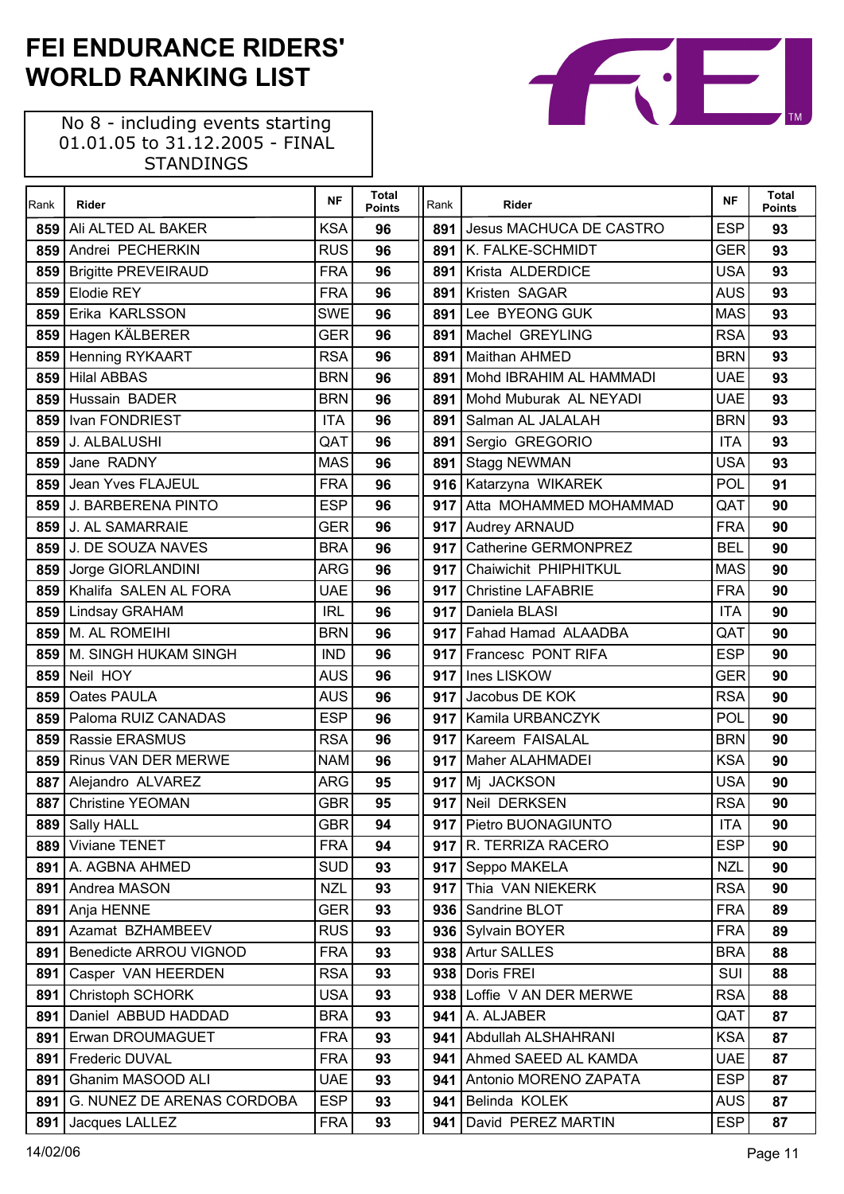# FEI ENDURANCE RIDERS' WORLD RANKING LIST

No 8 - including events starting 01.01.05 to 31.12.2005 - FINAL STANDINGS

| Rank | Rider | NF | Total Points |
|---|---|---|---|
| 859 | Ali ALTED AL BAKER | KSA | 96 |
| 859 | Andrei PECHERKIN | RUS | 96 |
| 859 | Brigitte PREVEIRAUD | FRA | 96 |
| 859 | Elodie REY | FRA | 96 |
| 859 | Erika KARLSSON | SWE | 96 |
| 859 | Hagen KÄLBERER | GER | 96 |
| 859 | Henning RYKAART | RSA | 96 |
| 859 | Hilal ABBAS | BRN | 96 |
| 859 | Hussain BADER | BRN | 96 |
| 859 | Ivan FONDRIEST | ITA | 96 |
| 859 | J. ALBALUSHI | QAT | 96 |
| 859 | Jane RADNY | MAS | 96 |
| 859 | Jean Yves FLAJEUL | FRA | 96 |
| 859 | J. BARBERENA PINTO | ESP | 96 |
| 859 | J. AL SAMARRAIE | GER | 96 |
| 859 | J. DE SOUZA NAVES | BRA | 96 |
| 859 | Jorge GIORLANDINI | ARG | 96 |
| 859 | Khalifa SALEN AL FORA | UAE | 96 |
| 859 | Lindsay GRAHAM | IRL | 96 |
| 859 | M. AL ROMEIHI | BRN | 96 |
| 859 | M. SINGH HUKAM SINGH | IND | 96 |
| 859 | Neil HOY | AUS | 96 |
| 859 | Oates PAULA | AUS | 96 |
| 859 | Paloma RUIZ CANADAS | ESP | 96 |
| 859 | Rassie ERASMUS | RSA | 96 |
| 859 | Rinus VAN DER MERWE | NAM | 96 |
| 887 | Alejandro ALVAREZ | ARG | 95 |
| 887 | Christine YEOMAN | GBR | 95 |
| 889 | Sally HALL | GBR | 94 |
| 889 | Viviane TENET | FRA | 94 |
| 891 | A. AGBNA AHMED | SUD | 93 |
| 891 | Andrea MASON | NZL | 93 |
| 891 | Anja HENNE | GER | 93 |
| 891 | Azamat BZHAMBEEV | RUS | 93 |
| 891 | Benedicte ARROU VIGNOD | FRA | 93 |
| 891 | Casper VAN HEERDEN | RSA | 93 |
| 891 | Christoph SCHORK | USA | 93 |
| 891 | Daniel ABBUD HADDAD | BRA | 93 |
| 891 | Erwan DROUMAGUET | FRA | 93 |
| 891 | Frederic DUVAL | FRA | 93 |
| 891 | Ghanim MASOOD ALI | UAE | 93 |
| 891 | G. NUNEZ DE ARENAS CORDOBA | ESP | 93 |
| 891 | Jacques LALLEZ | FRA | 93 |
| 891 | Jesus MACHUCA DE CASTRO | ESP | 93 |
| 891 | K. FALKE-SCHMIDT | GER | 93 |
| 891 | Krista ALDERDICE | USA | 93 |
| 891 | Kristen SAGAR | AUS | 93 |
| 891 | Lee BYEONG GUK | MAS | 93 |
| 891 | Machel GREYLING | RSA | 93 |
| 891 | Maithan AHMED | BRN | 93 |
| 891 | Mohd IBRAHIM AL HAMMADI | UAE | 93 |
| 891 | Mohd Muburak AL NEYADI | UAE | 93 |
| 891 | Salman AL JALALAH | BRN | 93 |
| 891 | Sergio GREGORIO | ITA | 93 |
| 891 | Stagg NEWMAN | USA | 93 |
| 916 | Katarzyna WIKAREK | POL | 91 |
| 917 | Atta MOHAMMED MOHAMMAD | QAT | 90 |
| 917 | Audrey ARNAUD | FRA | 90 |
| 917 | Catherine GERMONPREZ | BEL | 90 |
| 917 | Chaiwichit PHIPHITKUL | MAS | 90 |
| 917 | Christine LAFABRIE | FRA | 90 |
| 917 | Daniela BLASI | ITA | 90 |
| 917 | Fahad Hamad ALAADBA | QAT | 90 |
| 917 | Francesc PONT RIFA | ESP | 90 |
| 917 | Ines LISKOW | GER | 90 |
| 917 | Jacobus DE KOK | RSA | 90 |
| 917 | Kamila URBANCZYK | POL | 90 |
| 917 | Kareem FAISALAL | BRN | 90 |
| 917 | Maher ALAHMADEI | KSA | 90 |
| 917 | Mj JACKSON | USA | 90 |
| 917 | Neil DERKSEN | RSA | 90 |
| 917 | Pietro BUONAGIUNTO | ITA | 90 |
| 917 | R. TERRIZA RACERO | ESP | 90 |
| 917 | Seppo MAKELA | NZL | 90 |
| 917 | Thia VAN NIEKERK | RSA | 90 |
| 936 | Sandrine BLOT | FRA | 89 |
| 936 | Sylvain BOYER | FRA | 89 |
| 938 | Artur SALLES | BRA | 88 |
| 938 | Doris FREI | SUI | 88 |
| 938 | Loffie V AN DER MERWE | RSA | 88 |
| 941 | A. ALJABER | QAT | 87 |
| 941 | Abdullah ALSHAHRANI | KSA | 87 |
| 941 | Ahmed SAEED AL KAMDA | UAE | 87 |
| 941 | Antonio MORENO ZAPATA | ESP | 87 |
| 941 | Belinda KOLEK | AUS | 87 |
| 941 | David PEREZ MARTIN | ESP | 87 |

14/02/06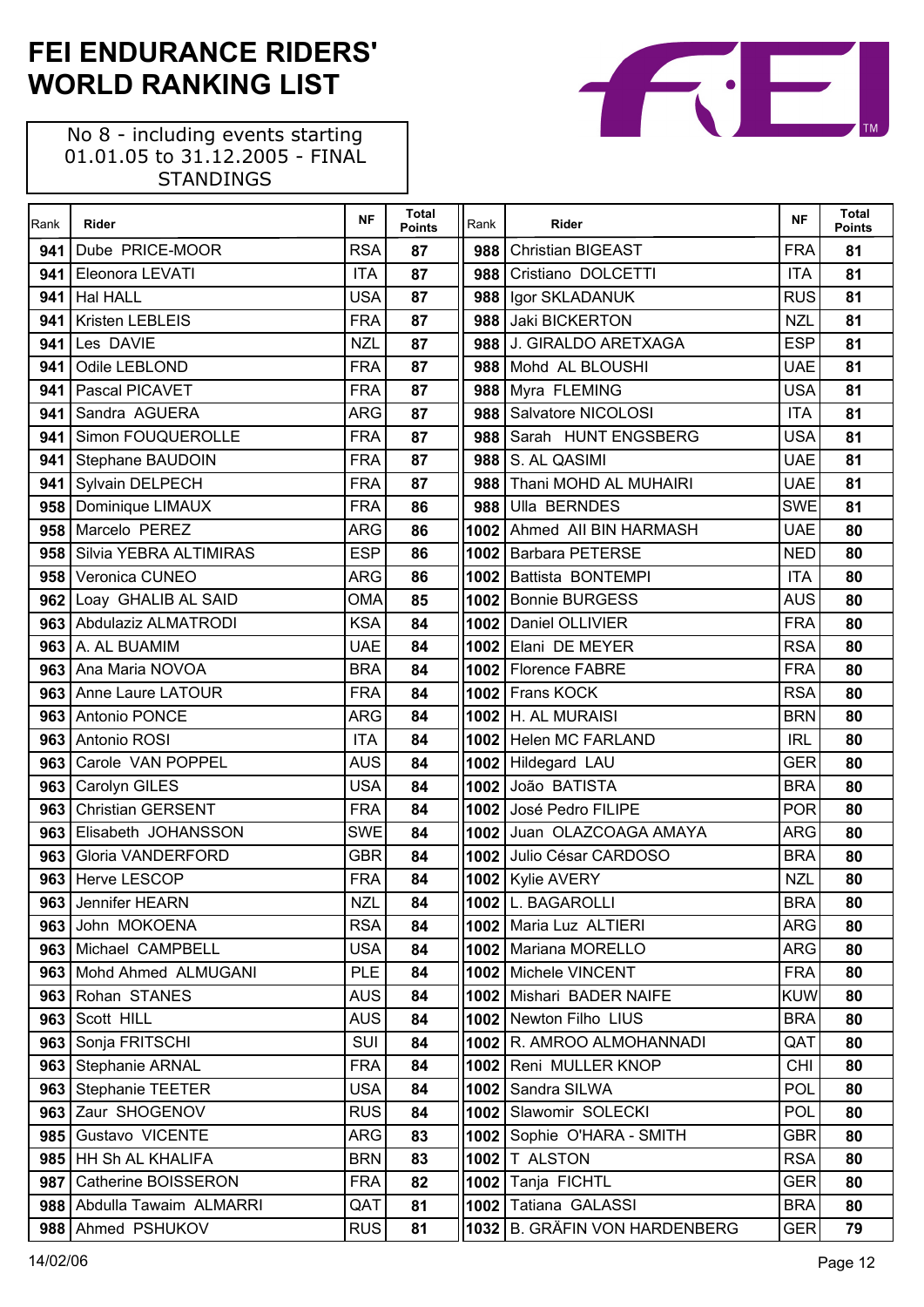# FEI ENDURANCE RIDERS' WORLD RANKING LIST

No 8 - including events starting 01.01.05 to 31.12.2005 - FINAL STANDINGS

| Rank | Rider | NF | Total Points |
|---|---|---|---|
| 941 | Dube PRICE-MOOR | RSA | 87 |
| 941 | Eleonora LEVATI | ITA | 87 |
| 941 | Hal HALL | USA | 87 |
| 941 | Kristen LEBLEIS | FRA | 87 |
| 941 | Les DAVIE | NZL | 87 |
| 941 | Odile LEBLOND | FRA | 87 |
| 941 | Pascal PICAVET | FRA | 87 |
| 941 | Sandra AGUERA | ARG | 87 |
| 941 | Simon FOUQUEROLLE | FRA | 87 |
| 941 | Stephane BAUDOIN | FRA | 87 |
| 941 | Sylvain DELPECH | FRA | 87 |
| 958 | Dominique LIMAUX | FRA | 86 |
| 958 | Marcelo PEREZ | ARG | 86 |
| 958 | Silvia YEBRA ALTIMIRAS | ESP | 86 |
| 958 | Veronica CUNEO | ARG | 86 |
| 962 | Loay GHALIB AL SAID | OMA | 85 |
| 963 | Abdulaziz ALMATRODI | KSA | 84 |
| 963 | A. AL BUAMIM | UAE | 84 |
| 963 | Ana Maria NOVOA | BRA | 84 |
| 963 | Anne Laure LATOUR | FRA | 84 |
| 963 | Antonio PONCE | ARG | 84 |
| 963 | Antonio ROSI | ITA | 84 |
| 963 | Carole VAN POPPEL | AUS | 84 |
| 963 | Carolyn GILES | USA | 84 |
| 963 | Christian GERSENT | FRA | 84 |
| 963 | Elisabeth JOHANSSON | SWE | 84 |
| 963 | Gloria VANDERFORD | GBR | 84 |
| 963 | Herve LESCOP | FRA | 84 |
| 963 | Jennifer HEARN | NZL | 84 |
| 963 | John MOKOENA | RSA | 84 |
| 963 | Michael CAMPBELL | USA | 84 |
| 963 | Mohd Ahmed ALMUGANI | PLE | 84 |
| 963 | Rohan STANES | AUS | 84 |
| 963 | Scott HILL | AUS | 84 |
| 963 | Sonja FRITSCHI | SUI | 84 |
| 963 | Stephanie ARNAL | FRA | 84 |
| 963 | Stephanie TEETER | USA | 84 |
| 963 | Zaur SHOGENOV | RUS | 84 |
| 985 | Gustavo VICENTE | ARG | 83 |
| 985 | HH Sh AL KHALIFA | BRN | 83 |
| 987 | Catherine BOISSERON | FRA | 82 |
| 988 | Abdulla Tawaim ALMARRI | QAT | 81 |
| 988 | Ahmed PSHUKOV | RUS | 81 |
| 988 | Christian BIGEAST | FRA | 81 |
| 988 | Cristiano DOLCETTI | ITA | 81 |
| 988 | Igor SKLADANUK | RUS | 81 |
| 988 | Jaki BICKERTON | NZL | 81 |
| 988 | J. GIRALDO ARETXAGA | ESP | 81 |
| 988 | Mohd AL BLOUSHI | UAE | 81 |
| 988 | Myra FLEMING | USA | 81 |
| 988 | Salvatore NICOLOSI | ITA | 81 |
| 988 | Sarah HUNT ENGSBERG | USA | 81 |
| 988 | S. AL QASIMI | UAE | 81 |
| 988 | Thani MOHD AL MUHAIRI | UAE | 81 |
| 988 | Ulla BERNDES | SWE | 81 |
| 1002 | Ahmed AlI BIN HARMASH | UAE | 80 |
| 1002 | Barbara PETERSE | NED | 80 |
| 1002 | Battista BONTEMPI | ITA | 80 |
| 1002 | Bonnie BURGESS | AUS | 80 |
| 1002 | Daniel OLLIVIER | FRA | 80 |
| 1002 | Elani DE MEYER | RSA | 80 |
| 1002 | Florence FABRE | FRA | 80 |
| 1002 | Frans KOCK | RSA | 80 |
| 1002 | H. AL MURAISI | BRN | 80 |
| 1002 | Helen MC FARLAND | IRL | 80 |
| 1002 | Hildegard LAU | GER | 80 |
| 1002 | João BATISTA | BRA | 80 |
| 1002 | José Pedro FILIPE | POR | 80 |
| 1002 | Juan OLAZCOAGA AMAYA | ARG | 80 |
| 1002 | Julio César CARDOSO | BRA | 80 |
| 1002 | Kylie AVERY | NZL | 80 |
| 1002 | L. BAGAROLLI | BRA | 80 |
| 1002 | Maria Luz ALTIERI | ARG | 80 |
| 1002 | Mariana MORELLO | ARG | 80 |
| 1002 | Michele VINCENT | FRA | 80 |
| 1002 | Mishari BADER NAIFE | KUW | 80 |
| 1002 | Newton Filho LIUS | BRA | 80 |
| 1002 | R. AMROO ALMOHANNADI | QAT | 80 |
| 1002 | Reni MULLER KNOP | CHI | 80 |
| 1002 | Sandra SILWA | POL | 80 |
| 1002 | Slawomir SOLECKI | POL | 80 |
| 1002 | Sophie O'HARA - SMITH | GBR | 80 |
| 1002 | T ALSTON | RSA | 80 |
| 1002 | Tanja FICHTL | GER | 80 |
| 1002 | Tatiana GALASSI | BRA | 80 |
| 1032 | B. GRÄFIN VON HARDENBERG | GER | 79 |

14/02/06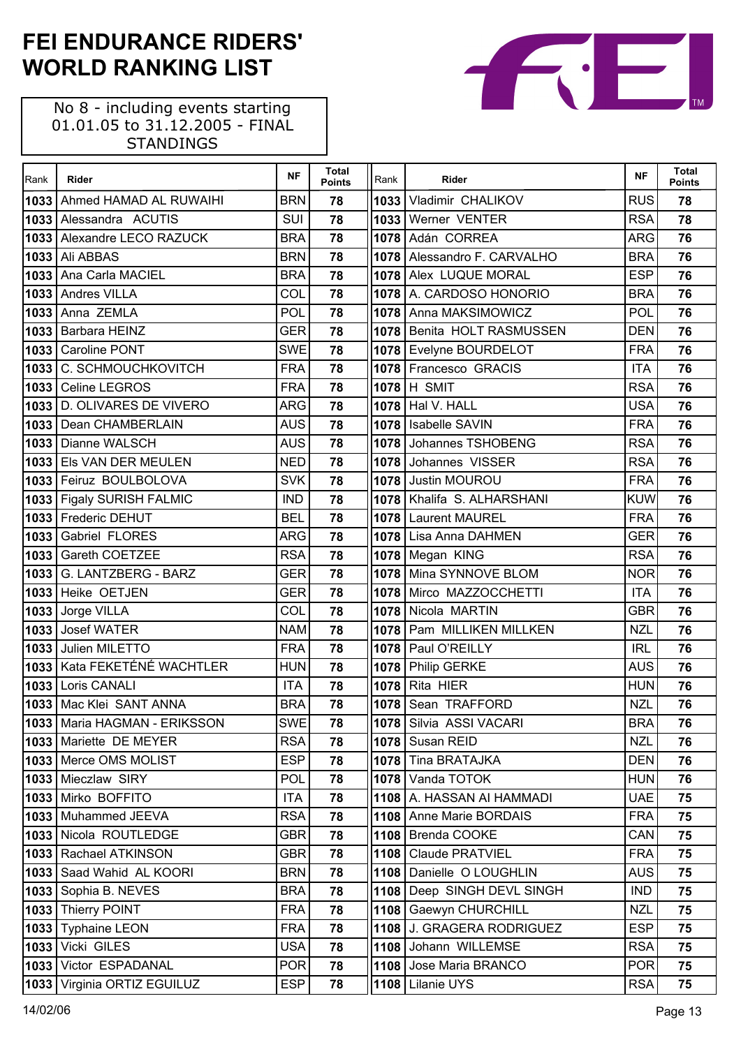# FEI ENDURANCE RIDERS' WORLD RANKING LIST

No 8 - including events starting 01.01.05 to 31.12.2005 - FINAL STANDINGS

| Rank | Rider | NF | Total Points |
|---|---|---|---|
| 1033 | Ahmed HAMAD AL RUWAIHI | BRN | 78 |
| 1033 | Alessandra ACUTIS | SUI | 78 |
| 1033 | Alexandre LECO RAZUCK | BRA | 78 |
| 1033 | Ali ABBAS | BRN | 78 |
| 1033 | Ana Carla MACIEL | BRA | 78 |
| 1033 | Andres VILLA | COL | 78 |
| 1033 | Anna ZEMLA | POL | 78 |
| 1033 | Barbara HEINZ | GER | 78 |
| 1033 | Caroline PONT | SWE | 78 |
| 1033 | C. SCHMOUCHKOVITCH | FRA | 78 |
| 1033 | Celine LEGROS | FRA | 78 |
| 1033 | D. OLIVARES DE VIVERO | ARG | 78 |
| 1033 | Dean CHAMBERLAIN | AUS | 78 |
| 1033 | Dianne WALSCH | AUS | 78 |
| 1033 | Els VAN DER MEULEN | NED | 78 |
| 1033 | Feiruz BOULBOLOVA | SVK | 78 |
| 1033 | Figaly SURISH FALMIC | IND | 78 |
| 1033 | Frederic DEHUT | BEL | 78 |
| 1033 | Gabriel FLORES | ARG | 78 |
| 1033 | Gareth COETZEE | RSA | 78 |
| 1033 | G. LANTZBERG - BARZ | GER | 78 |
| 1033 | Heike OETJEN | GER | 78 |
| 1033 | Jorge VILLA | COL | 78 |
| 1033 | Josef WATER | NAM | 78 |
| 1033 | Julien MILETTO | FRA | 78 |
| 1033 | Kata FEKETÉNÉ WACHTLER | HUN | 78 |
| 1033 | Loris CANALI | ITA | 78 |
| 1033 | Mac Klei SANT ANNA | BRA | 78 |
| 1033 | Maria HAGMAN - ERIKSSON | SWE | 78 |
| 1033 | Mariette DE MEYER | RSA | 78 |
| 1033 | Merce OMS MOLIST | ESP | 78 |
| 1033 | Mieczlaw SIRY | POL | 78 |
| 1033 | Mirko BOFFITO | ITA | 78 |
| 1033 | Muhammed JEEVA | RSA | 78 |
| 1033 | Nicola ROUTLEDGE | GBR | 78 |
| 1033 | Rachael ATKINSON | GBR | 78 |
| 1033 | Saad Wahid AL KOORI | BRN | 78 |
| 1033 | Sophia B. NEVES | BRA | 78 |
| 1033 | Thierry POINT | FRA | 78 |
| 1033 | Typhaine LEON | FRA | 78 |
| 1033 | Vicki GILES | USA | 78 |
| 1033 | Victor ESPADANAL | POR | 78 |
| 1033 | Virginia ORTIZ EGUILUZ | ESP | 78 |
| 1033 | Vladimir CHALIKOV | RUS | 78 |
| 1033 | Werner VENTER | RSA | 78 |
| 1078 | Adán CORREA | ARG | 76 |
| 1078 | Alessandro F. CARVALHO | BRA | 76 |
| 1078 | Alex LUQUE MORAL | ESP | 76 |
| 1078 | A. CARDOSO HONORIO | BRA | 76 |
| 1078 | Anna MAKSIMOWICZ | POL | 76 |
| 1078 | Benita HOLT RASMUSSEN | DEN | 76 |
| 1078 | Evelyne BOURDELOT | FRA | 76 |
| 1078 | Francesco GRACIS | ITA | 76 |
| 1078 | H SMIT | RSA | 76 |
| 1078 | Hal V. HALL | USA | 76 |
| 1078 | Isabelle SAVIN | FRA | 76 |
| 1078 | Johannes TSHOBENG | RSA | 76 |
| 1078 | Johannes VISSER | RSA | 76 |
| 1078 | Justin MOUROU | FRA | 76 |
| 1078 | Khalifa S. ALHARSHANI | KUW | 76 |
| 1078 | Laurent MAUREL | FRA | 76 |
| 1078 | Lisa Anna DAHMEN | GER | 76 |
| 1078 | Megan KING | RSA | 76 |
| 1078 | Mina SYNNOVE BLOM | NOR | 76 |
| 1078 | Mirco MAZZOCCHETTI | ITA | 76 |
| 1078 | Nicola MARTIN | GBR | 76 |
| 1078 | Pam MILLIKEN MILLKEN | NZL | 76 |
| 1078 | Paul O'REILLY | IRL | 76 |
| 1078 | Philip GERKE | AUS | 76 |
| 1078 | Rita HIER | HUN | 76 |
| 1078 | Sean TRAFFORD | NZL | 76 |
| 1078 | Silvia ASSI VACARI | BRA | 76 |
| 1078 | Susan REID | NZL | 76 |
| 1078 | Tina BRATAJKA | DEN | 76 |
| 1078 | Vanda TOTOK | HUN | 76 |
| 1108 | A. HASSAN Al HAMMADI | UAE | 75 |
| 1108 | Anne Marie BORDAIS | FRA | 75 |
| 1108 | Brenda COOKE | CAN | 75 |
| 1108 | Claude PRATVIEL | FRA | 75 |
| 1108 | Danielle O LOUGHLIN | AUS | 75 |
| 1108 | Deep SINGH DEVL SINGH | IND | 75 |
| 1108 | Gaewyn CHURCHILL | NZL | 75 |
| 1108 | J. GRAGERA RODRIGUEZ | ESP | 75 |
| 1108 | Johann WILLEMSE | RSA | 75 |
| 1108 | Jose Maria BRANCO | POR | 75 |
| 1108 | Lilanie UYS | RSA | 75 |

14/02/06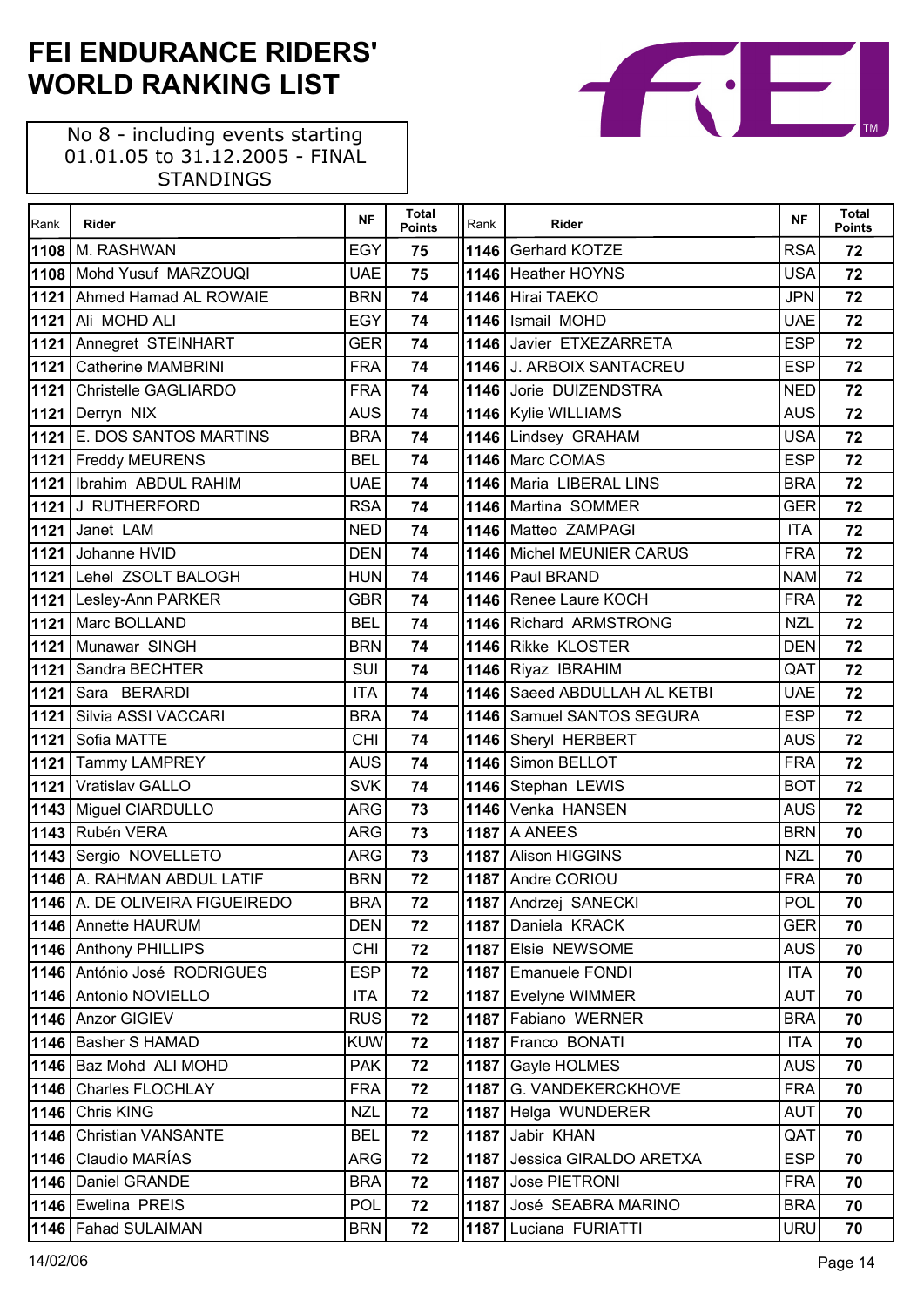# FEI ENDURANCE RIDERS' WORLD RANKING LIST

No 8 - including events starting 01.01.05 to 31.12.2005 - FINAL STANDINGS

| Rank | Rider | NF | Total Points |
|---|---|---|---|
| 1108 | M. RASHWAN | EGY | 75 |
| 1108 | Mohd Yusuf MARZOUQI | UAE | 75 |
| 1121 | Ahmed Hamad AL ROWAIE | BRN | 74 |
| 1121 | Ali MOHD ALI | EGY | 74 |
| 1121 | Annegret STEINHART | GER | 74 |
| 1121 | Catherine MAMBRINI | FRA | 74 |
| 1121 | Christelle GAGLIARDO | FRA | 74 |
| 1121 | Derryn NIX | AUS | 74 |
| 1121 | E. DOS SANTOS MARTINS | BRA | 74 |
| 1121 | Freddy MEURENS | BEL | 74 |
| 1121 | Ibrahim ABDUL RAHIM | UAE | 74 |
| 1121 | J RUTHERFORD | RSA | 74 |
| 1121 | Janet LAM | NED | 74 |
| 1121 | Johanne HVID | DEN | 74 |
| 1121 | Lehel ZSOLT BALOGH | HUN | 74 |
| 1121 | Lesley-Ann PARKER | GBR | 74 |
| 1121 | Marc BOLLAND | BEL | 74 |
| 1121 | Munawar SINGH | BRN | 74 |
| 1121 | Sandra BECHTER | SUI | 74 |
| 1121 | Sara BERARDI | ITA | 74 |
| 1121 | Silvia ASSI VACCARI | BRA | 74 |
| 1121 | Sofia MATTE | CHI | 74 |
| 1121 | Tammy LAMPREY | AUS | 74 |
| 1121 | Vratislav GALLO | SVK | 74 |
| 1143 | Miguel CIARDULLO | ARG | 73 |
| 1143 | Rubén VERA | ARG | 73 |
| 1143 | Sergio NOVELLETO | ARG | 73 |
| 1146 | A. RAHMAN ABDUL LATIF | BRN | 72 |
| 1146 | A. DE OLIVEIRA FIGUEIREDO | BRA | 72 |
| 1146 | Annette HAURUM | DEN | 72 |
| 1146 | Anthony PHILLIPS | CHI | 72 |
| 1146 | António José RODRIGUES | ESP | 72 |
| 1146 | Antonio NOVIELLO | ITA | 72 |
| 1146 | Anzor GIGIEV | RUS | 72 |
| 1146 | Basher S HAMAD | KUW | 72 |
| 1146 | Baz Mohd ALI MOHD | PAK | 72 |
| 1146 | Charles FLOCHLAY | FRA | 72 |
| 1146 | Chris KING | NZL | 72 |
| 1146 | Christian VANSANTE | BEL | 72 |
| 1146 | Claudio MARÍAS | ARG | 72 |
| 1146 | Daniel GRANDE | BRA | 72 |
| 1146 | Ewelina PREIS | POL | 72 |
| 1146 | Fahad SULAIMAN | BRN | 72 |
| 1146 | Gerhard KOTZE | RSA | 72 |
| 1146 | Heather HOYNS | USA | 72 |
| 1146 | Hirai TAEKO | JPN | 72 |
| 1146 | Ismail MOHD | UAE | 72 |
| 1146 | Javier ETXEZARRETA | ESP | 72 |
| 1146 | J. ARBOIX SANTACREU | ESP | 72 |
| 1146 | Jorie DUIZENDSTRA | NED | 72 |
| 1146 | Kylie WILLIAMS | AUS | 72 |
| 1146 | Lindsey GRAHAM | USA | 72 |
| 1146 | Marc COMAS | ESP | 72 |
| 1146 | Maria LIBERAL LINS | BRA | 72 |
| 1146 | Martina SOMMER | GER | 72 |
| 1146 | Matteo ZAMPAGI | ITA | 72 |
| 1146 | Michel MEUNIER CARUS | FRA | 72 |
| 1146 | Paul BRAND | NAM | 72 |
| 1146 | Renee Laure KOCH | FRA | 72 |
| 1146 | Richard ARMSTRONG | NZL | 72 |
| 1146 | Rikke KLOSTER | DEN | 72 |
| 1146 | Riyaz IBRAHIM | QAT | 72 |
| 1146 | Saeed ABDULLAH AL KETBI | UAE | 72 |
| 1146 | Samuel SANTOS SEGURA | ESP | 72 |
| 1146 | Sheryl HERBERT | AUS | 72 |
| 1146 | Simon BELLOT | FRA | 72 |
| 1146 | Stephan LEWIS | BOT | 72 |
| 1146 | Venka HANSEN | AUS | 72 |
| 1187 | A ANEES | BRN | 70 |
| 1187 | Alison HIGGINS | NZL | 70 |
| 1187 | Andre CORIOU | FRA | 70 |
| 1187 | Andrzej SANECKI | POL | 70 |
| 1187 | Daniela KRACK | GER | 70 |
| 1187 | Elsie NEWSOME | AUS | 70 |
| 1187 | Emanuele FONDI | ITA | 70 |
| 1187 | Evelyne WIMMER | AUT | 70 |
| 1187 | Fabiano WERNER | BRA | 70 |
| 1187 | Franco BONATI | ITA | 70 |
| 1187 | Gayle HOLMES | AUS | 70 |
| 1187 | G. VANDEKERCKHOVE | FRA | 70 |
| 1187 | Helga WUNDERER | AUT | 70 |
| 1187 | Jabir KHAN | QAT | 70 |
| 1187 | Jessica GIRALDO ARETXA | ESP | 70 |
| 1187 | Jose PIETRONI | FRA | 70 |
| 1187 | José SEABRA MARINO | BRA | 70 |
| 1187 | Luciana FURIATTI | URU | 70 |

14/02/06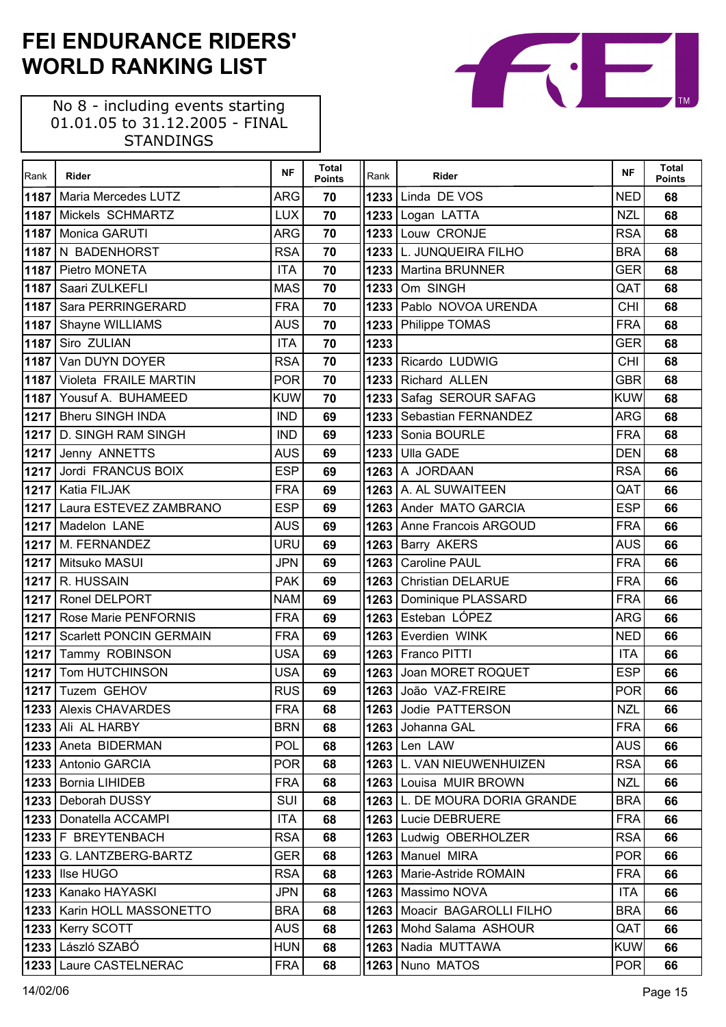# FEI ENDURANCE RIDERS' WORLD RANKING LIST

No 8 - including events starting 01.01.05 to 31.12.2005 - FINAL STANDINGS

| Rank | Rider | NF | Total Points | Rank | Rider | NF | Total Points |
|---|---|---|---|---|---|---|---|
| 1187 | Maria Mercedes LUTZ | ARG | 70 | 1233 | Linda DE VOS | NED | 68 |
| 1187 | Mickels SCHMARTZ | LUX | 70 | 1233 | Logan LATTA | NZL | 68 |
| 1187 | Monica GARUTI | ARG | 70 | 1233 | Louw CRONJE | RSA | 68 |
| 1187 | N BADENHORST | RSA | 70 | 1233 | L. JUNQUEIRA FILHO | BRA | 68 |
| 1187 | Pietro MONETA | ITA | 70 | 1233 | Martina BRUNNER | GER | 68 |
| 1187 | Saari ZULKEFLI | MAS | 70 | 1233 | Om SINGH | QAT | 68 |
| 1187 | Sara PERRINGERARD | FRA | 70 | 1233 | Pablo NOVOA URENDA | CHI | 68 |
| 1187 | Shayne WILLIAMS | AUS | 70 | 1233 | Philippe TOMAS | FRA | 68 |
| 1187 | Siro ZULIAN | ITA | 70 | 1233 | | GER | 68 |
| 1187 | Van DUYN DOYER | RSA | 70 | 1233 | Ricardo LUDWIG | CHI | 68 |
| 1187 | Violeta FRAILE MARTIN | POR | 70 | 1233 | Richard ALLEN | GBR | 68 |
| 1187 | Yousuf A. BUHAMEED | KUW | 70 | 1233 | Safag SEROUR SAFAG | KUW | 68 |
| 1217 | Bheru SINGH INDA | IND | 69 | 1233 | Sebastian FERNANDEZ | ARG | 68 |
| 1217 | D. SINGH RAM SINGH | IND | 69 | 1233 | Sonia BOURLE | FRA | 68 |
| 1217 | Jenny ANNETTS | AUS | 69 | 1233 | Ulla GADE | DEN | 68 |
| 1217 | Jordi FRANCUS BOIX | ESP | 69 | 1263 | A JORDAAN | RSA | 66 |
| 1217 | Katia FILJAK | FRA | 69 | 1263 | A. AL SUWAITEEN | QAT | 66 |
| 1217 | Laura ESTEVEZ ZAMBRANO | ESP | 69 | 1263 | Ander MATO GARCIA | ESP | 66 |
| 1217 | Madelon LANE | AUS | 69 | 1263 | Anne Francois ARGOUD | FRA | 66 |
| 1217 | M. FERNANDEZ | URU | 69 | 1263 | Barry AKERS | AUS | 66 |
| 1217 | Mitsuko MASUI | JPN | 69 | 1263 | Caroline PAUL | FRA | 66 |
| 1217 | R. HUSSAIN | PAK | 69 | 1263 | Christian DELARUE | FRA | 66 |
| 1217 | Ronel DELPORT | NAM | 69 | 1263 | Dominique PLASSARD | FRA | 66 |
| 1217 | Rose Marie PENFORNIS | FRA | 69 | 1263 | Esteban LÓPEZ | ARG | 66 |
| 1217 | Scarlett PONCIN GERMAIN | FRA | 69 | 1263 | Everdien WINK | NED | 66 |
| 1217 | Tammy ROBINSON | USA | 69 | 1263 | Franco PITTI | ITA | 66 |
| 1217 | Tom HUTCHINSON | USA | 69 | 1263 | Joan MORET ROQUET | ESP | 66 |
| 1217 | Tuzem GEHOV | RUS | 69 | 1263 | João VAZ-FREIRE | POR | 66 |
| 1233 | Alexis CHAVARDES | FRA | 68 | 1263 | Jodie PATTERSON | NZL | 66 |
| 1233 | Ali AL HARBY | BRN | 68 | 1263 | Johanna GAL | FRA | 66 |
| 1233 | Aneta BIDERMAN | POL | 68 | 1263 | Len LAW | AUS | 66 |
| 1233 | Antonio GARCIA | POR | 68 | 1263 | L. VAN NIEUWENHUIZEN | RSA | 66 |
| 1233 | Bornia LIHIDEB | FRA | 68 | 1263 | Louisa MUIR BROWN | NZL | 66 |
| 1233 | Deborah DUSSY | SUI | 68 | 1263 | L. DE MOURA DORIA GRANDE | BRA | 66 |
| 1233 | Donatella ACCAMPI | ITA | 68 | 1263 | Lucie DEBRUERE | FRA | 66 |
| 1233 | F BREYTENBACH | RSA | 68 | 1263 | Ludwig OBERHOLZER | RSA | 66 |
| 1233 | G. LANTZBERG-BARTZ | GER | 68 | 1263 | Manuel MIRA | POR | 66 |
| 1233 | Ilse HUGO | RSA | 68 | 1263 | Marie-Astride ROMAIN | FRA | 66 |
| 1233 | Kanako HAYASKI | JPN | 68 | 1263 | Massimo NOVA | ITA | 66 |
| 1233 | Karin HOLL MASSONETTO | BRA | 68 | 1263 | Moacir BAGAROLLI FILHO | BRA | 66 |
| 1233 | Kerry SCOTT | AUS | 68 | 1263 | Mohd Salama ASHOUR | QAT | 66 |
| 1233 | László SZABÓ | HUN | 68 | 1263 | Nadia MUTTAWA | KUW | 66 |
| 1233 | Laure CASTELNERAC | FRA | 68 | 1263 | Nuno MATOS | POR | 66 |

14/02/06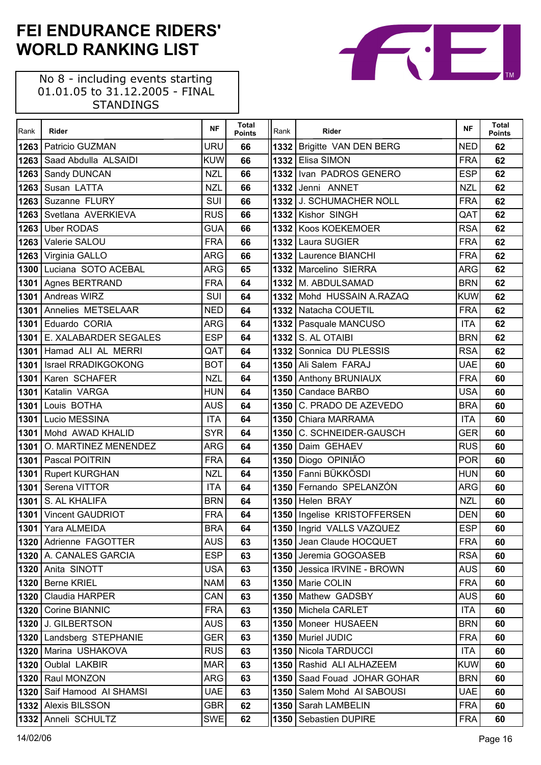# FEI ENDURANCE RIDERS' WORLD RANKING LIST

No 8 - including events starting 01.01.05 to 31.12.2005 - FINAL STANDINGS

| Rank | Rider | NF | Total Points |
|---|---|---|---|
| 1263 | Patricio GUZMAN | URU | 66 |
| 1263 | Saad Abdulla ALSAIDI | KUW | 66 |
| 1263 | Sandy DUNCAN | NZL | 66 |
| 1263 | Susan LATTA | NZL | 66 |
| 1263 | Suzanne FLURY | SUI | 66 |
| 1263 | Svetlana AVERKIEVA | RUS | 66 |
| 1263 | Uber RODAS | GUA | 66 |
| 1263 | Valerie SALOU | FRA | 66 |
| 1263 | Virginia GALLO | ARG | 66 |
| 1300 | Luciana SOTO ACEBAL | ARG | 65 |
| 1301 | Agnes BERTRAND | FRA | 64 |
| 1301 | Andreas WIRZ | SUI | 64 |
| 1301 | Annelies METSELAAR | NED | 64 |
| 1301 | Eduardo CORIA | ARG | 64 |
| 1301 | E. XALABARDER SEGALES | ESP | 64 |
| 1301 | Hamad ALI AL MERRI | QAT | 64 |
| 1301 | Israel RRADIKGOKONG | BOT | 64 |
| 1301 | Karen SCHAFER | NZL | 64 |
| 1301 | Katalin VARGA | HUN | 64 |
| 1301 | Louis BOTHA | AUS | 64 |
| 1301 | Lucio MESSINA | ITA | 64 |
| 1301 | Mohd AWAD KHALID | SYR | 64 |
| 1301 | O. MARTINEZ MENENDEZ | ARG | 64 |
| 1301 | Pascal POITRIN | FRA | 64 |
| 1301 | Rupert KURGHAN | NZL | 64 |
| 1301 | Serena VITTOR | ITA | 64 |
| 1301 | S. AL KHALIFA | BRN | 64 |
| 1301 | Vincent GAUDRIOT | FRA | 64 |
| 1301 | Yara ALMEIDA | BRA | 64 |
| 1320 | Adrienne FAGOTTER | AUS | 63 |
| 1320 | A. CANALES GARCIA | ESP | 63 |
| 1320 | Anita SINOTT | USA | 63 |
| 1320 | Berne KRIEL | NAM | 63 |
| 1320 | Claudia HARPER | CAN | 63 |
| 1320 | Corine BIANNIC | FRA | 63 |
| 1320 | J. GILBERTSON | AUS | 63 |
| 1320 | Landsberg STEPHANIE | GER | 63 |
| 1320 | Marina USHAKOVA | RUS | 63 |
| 1320 | Oublal LAKBIR | MAR | 63 |
| 1320 | Raul MONZON | ARG | 63 |
| 1320 | Saif Hamood Al SHAMSI | UAE | 63 |
| 1332 | Alexis BILSSON | GBR | 62 |
| 1332 | Anneli SCHULTZ | SWE | 62 |
| 1332 | Brigitte VAN DEN BERG | NED | 62 |
| 1332 | Elisa SIMON | FRA | 62 |
| 1332 | Ivan PADROS GENERO | ESP | 62 |
| 1332 | Jenni ANNET | NZL | 62 |
| 1332 | J. SCHUMACHER NOLL | FRA | 62 |
| 1332 | Kishor SINGH | QAT | 62 |
| 1332 | Koos KOEKEMOER | RSA | 62 |
| 1332 | Laura SUGIER | FRA | 62 |
| 1332 | Laurence BIANCHI | FRA | 62 |
| 1332 | Marcelino SIERRA | ARG | 62 |
| 1332 | M. ABDULSAMAD | BRN | 62 |
| 1332 | Mohd HUSSAIN A.RAZAQ | KUW | 62 |
| 1332 | Natacha COUETIL | FRA | 62 |
| 1332 | Pasquale MANCUSO | ITA | 62 |
| 1332 | S. AL OTAIBI | BRN | 62 |
| 1332 | Sonnica DU PLESSIS | RSA | 62 |
| 1350 | Ali Salem FARAJ | UAE | 60 |
| 1350 | Anthony BRUNIAUX | FRA | 60 |
| 1350 | Candace BARBO | USA | 60 |
| 1350 | C. PRADO DE AZEVEDO | BRA | 60 |
| 1350 | Chiara MARRAMA | ITA | 60 |
| 1350 | C. SCHNEIDER-GAUSCH | GER | 60 |
| 1350 | Daim GEHAEV | RUS | 60 |
| 1350 | Diogo OPINIÃO | POR | 60 |
| 1350 | Fanni BÜKKÖSDI | HUN | 60 |
| 1350 | Fernando SPELANZÓN | ARG | 60 |
| 1350 | Helen BRAY | NZL | 60 |
| 1350 | Ingelise KRISTOFFERSEN | DEN | 60 |
| 1350 | Ingrid VALLS VAZQUEZ | ESP | 60 |
| 1350 | Jean Claude HOCQUET | FRA | 60 |
| 1350 | Jeremia GOGOASEB | RSA | 60 |
| 1350 | Jessica IRVINE - BROWN | AUS | 60 |
| 1350 | Marie COLIN | FRA | 60 |
| 1350 | Mathew GADSBY | AUS | 60 |
| 1350 | Michela CARLET | ITA | 60 |
| 1350 | Moneer HUSAEEN | BRN | 60 |
| 1350 | Muriel JUDIC | FRA | 60 |
| 1350 | Nicola TARDUCCI | ITA | 60 |
| 1350 | Rashid ALI ALHAZEEM | KUW | 60 |
| 1350 | Saad Fouad JOHAR GOHAR | BRN | 60 |
| 1350 | Salem Mohd Al SABOUSI | UAE | 60 |
| 1350 | Sarah LAMBELIN | FRA | 60 |
| 1350 | Sebastien DUPIRE | FRA | 60 |

14/02/06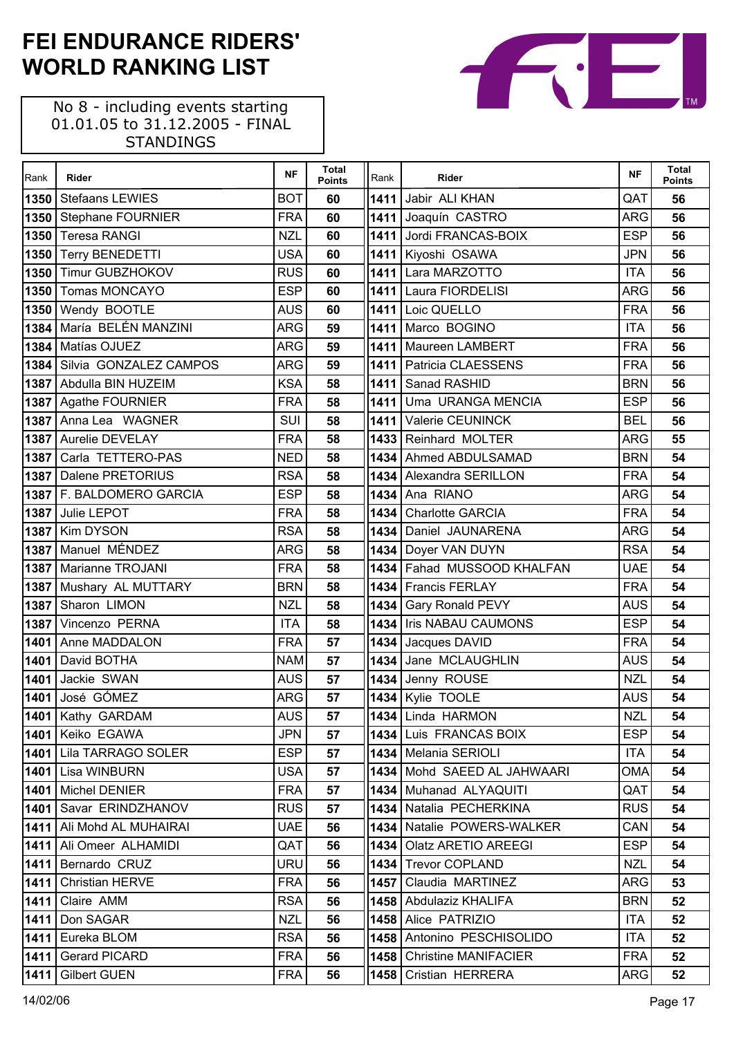# FEI ENDURANCE RIDERS' WORLD RANKING LIST

No 8 - including events starting 01.01.05 to 31.12.2005 - FINAL STANDINGS

| Rank | Rider | NF | Total Points |
|---|---|---|---|
| 1350 | Stefaans LEWIES | BOT | 60 |
| 1350 | Stephane FOURNIER | FRA | 60 |
| 1350 | Teresa RANGI | NZL | 60 |
| 1350 | Terry BENEDETTI | USA | 60 |
| 1350 | Timur GUBZHOKOV | RUS | 60 |
| 1350 | Tomas MONCAYO | ESP | 60 |
| 1350 | Wendy BOOTLE | AUS | 60 |
| 1384 | María BELÉN MANZINI | ARG | 59 |
| 1384 | Matías OJUEZ | ARG | 59 |
| 1384 | Silvia GONZALEZ CAMPOS | ARG | 59 |
| 1387 | Abdulla BIN HUZEIM | KSA | 58 |
| 1387 | Agathe FOURNIER | FRA | 58 |
| 1387 | Anna Lea WAGNER | SUI | 58 |
| 1387 | Aurelie DEVELAY | FRA | 58 |
| 1387 | Carla TETTERO-PAS | NED | 58 |
| 1387 | Dalene PRETORIUS | RSA | 58 |
| 1387 | F. BALDOMERO GARCIA | ESP | 58 |
| 1387 | Julie LEPOT | FRA | 58 |
| 1387 | Kim DYSON | RSA | 58 |
| 1387 | Manuel MÉNDEZ | ARG | 58 |
| 1387 | Marianne TROJANI | FRA | 58 |
| 1387 | Mushary AL MUTTARY | BRN | 58 |
| 1387 | Sharon LIMON | NZL | 58 |
| 1387 | Vincenzo PERNA | ITA | 58 |
| 1401 | Anne MADDALON | FRA | 57 |
| 1401 | David BOTHA | NAM | 57 |
| 1401 | Jackie SWAN | AUS | 57 |
| 1401 | José GÓMEZ | ARG | 57 |
| 1401 | Kathy GARDAM | AUS | 57 |
| 1401 | Keiko EGAWA | JPN | 57 |
| 1401 | Lila TARRAGO SOLER | ESP | 57 |
| 1401 | Lisa WINBURN | USA | 57 |
| 1401 | Michel DENIER | FRA | 57 |
| 1401 | Savar ERINDZHANOV | RUS | 57 |
| 1411 | Ali Mohd AL MUHAIRAI | UAE | 56 |
| 1411 | Ali Omeer ALHAMIDI | QAT | 56 |
| 1411 | Bernardo CRUZ | URU | 56 |
| 1411 | Christian HERVE | FRA | 56 |
| 1411 | Claire AMM | RSA | 56 |
| 1411 | Don SAGAR | NZL | 56 |
| 1411 | Eureka BLOM | RSA | 56 |
| 1411 | Gerard PICARD | FRA | 56 |
| 1411 | Gilbert GUEN | FRA | 56 |
| 1411 | Jabir ALI KHAN | QAT | 56 |
| 1411 | Joaquín CASTRO | ARG | 56 |
| 1411 | Jordi FRANCAS-BOIX | ESP | 56 |
| 1411 | Kiyoshi OSAWA | JPN | 56 |
| 1411 | Lara MARZOTTO | ITA | 56 |
| 1411 | Laura FIORDELISI | ARG | 56 |
| 1411 | Loic QUELLO | FRA | 56 |
| 1411 | Marco BOGINO | ITA | 56 |
| 1411 | Maureen LAMBERT | FRA | 56 |
| 1411 | Patricia CLAESSENS | FRA | 56 |
| 1411 | Sanad RASHID | BRN | 56 |
| 1411 | Uma URANGA MENCIA | ESP | 56 |
| 1411 | Valerie CEUNINCK | BEL | 56 |
| 1433 | Reinhard MOLTER | ARG | 55 |
| 1434 | Ahmed ABDULSAMAD | BRN | 54 |
| 1434 | Alexandra SERILLON | FRA | 54 |
| 1434 | Ana RIANO | ARG | 54 |
| 1434 | Charlotte GARCIA | FRA | 54 |
| 1434 | Daniel JAUNARENA | ARG | 54 |
| 1434 | Doyer VAN DUYN | RSA | 54 |
| 1434 | Fahad MUSSOOD KHALFAN | UAE | 54 |
| 1434 | Francis FERLAY | FRA | 54 |
| 1434 | Gary Ronald PEVY | AUS | 54 |
| 1434 | Iris NABAU CAUMONS | ESP | 54 |
| 1434 | Jacques DAVID | FRA | 54 |
| 1434 | Jane MCLAUGHLIN | AUS | 54 |
| 1434 | Jenny ROUSE | NZL | 54 |
| 1434 | Kylie TOOLE | AUS | 54 |
| 1434 | Linda HARMON | NZL | 54 |
| 1434 | Luis FRANCAS BOIX | ESP | 54 |
| 1434 | Melania SERIOLI | ITA | 54 |
| 1434 | Mohd SAEED AL JAHWAARI | OMA | 54 |
| 1434 | Muhanad ALYAQUITI | QAT | 54 |
| 1434 | Natalia PECHERKINA | RUS | 54 |
| 1434 | Natalie POWERS-WALKER | CAN | 54 |
| 1434 | Olatz ARETIO AREEGI | ESP | 54 |
| 1434 | Trevor COPLAND | NZL | 54 |
| 1457 | Claudia MARTINEZ | ARG | 53 |
| 1458 | Abdulaziz KHALIFA | BRN | 52 |
| 1458 | Alice PATRIZIO | ITA | 52 |
| 1458 | Antonino PESCHISOLIDO | ITA | 52 |
| 1458 | Christine MANIFACIER | FRA | 52 |
| 1458 | Cristian HERRERA | ARG | 52 |

14/02/06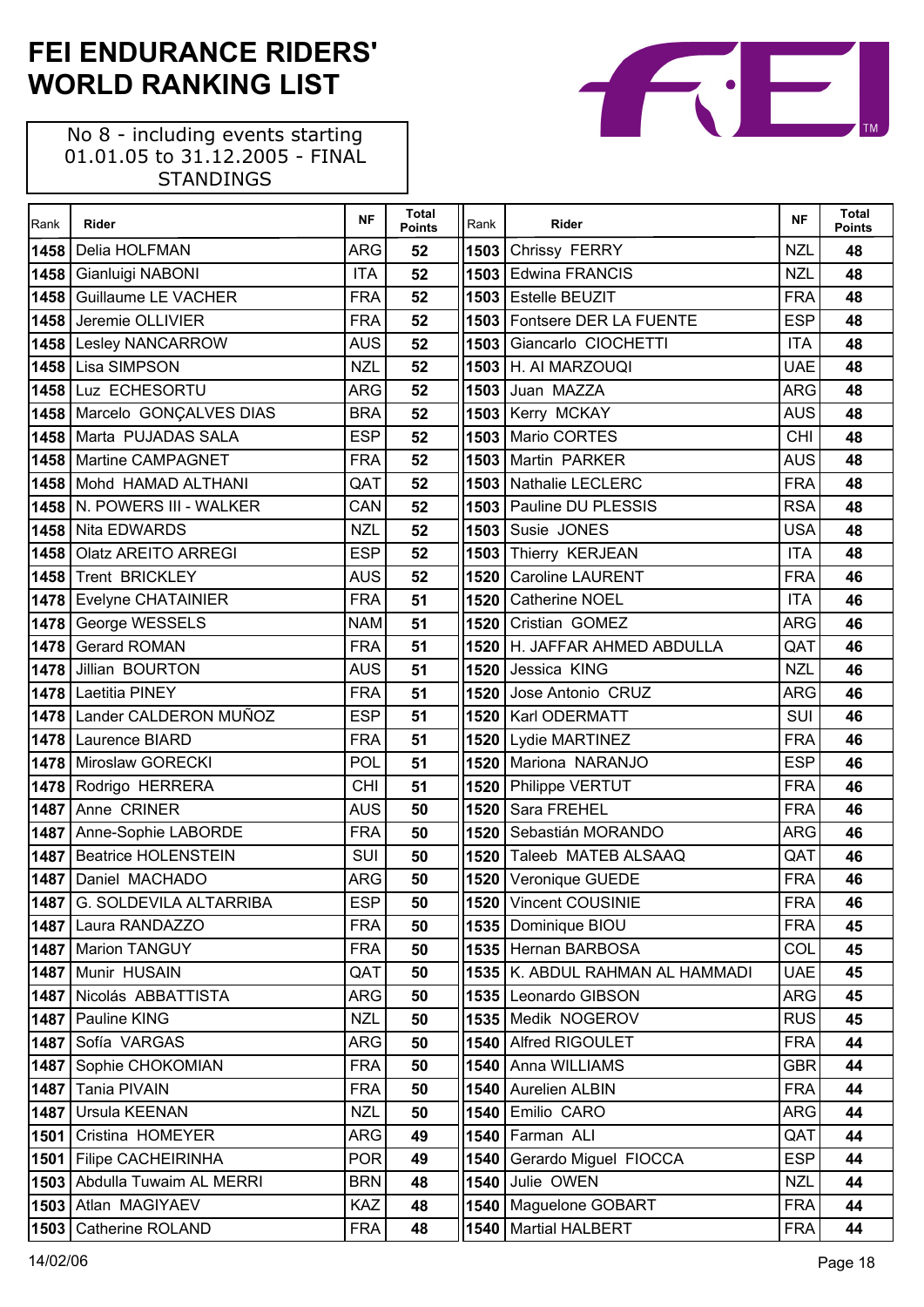# FEI ENDURANCE RIDERS' WORLD RANKING LIST

No 8 - including events starting 01.01.05 to 31.12.2005 - FINAL STANDINGS

| Rank | Rider | NF | Total Points |
|---|---|---|---|
| 1458 | Delia HOLFMAN | ARG | 52 |
| 1458 | Gianluigi NABONI | ITA | 52 |
| 1458 | Guillaume LE VACHER | FRA | 52 |
| 1458 | Jeremie OLLIVIER | FRA | 52 |
| 1458 | Lesley NANCARROW | AUS | 52 |
| 1458 | Lisa SIMPSON | NZL | 52 |
| 1458 | Luz ECHESORTU | ARG | 52 |
| 1458 | Marcelo GONÇALVES DIAS | BRA | 52 |
| 1458 | Marta PUJADAS SALA | ESP | 52 |
| 1458 | Martine CAMPAGNET | FRA | 52 |
| 1458 | Mohd HAMAD ALTHANI | QAT | 52 |
| 1458 | N. POWERS III - WALKER | CAN | 52 |
| 1458 | Nita EDWARDS | NZL | 52 |
| 1458 | Olatz AREITO ARREGI | ESP | 52 |
| 1458 | Trent BRICKLEY | AUS | 52 |
| 1478 | Evelyne CHATAINIER | FRA | 51 |
| 1478 | George WESSELS | NAM | 51 |
| 1478 | Gerard ROMAN | FRA | 51 |
| 1478 | Jillian BOURTON | AUS | 51 |
| 1478 | Laetitia PINEY | FRA | 51 |
| 1478 | Lander CALDERON MUÑOZ | ESP | 51 |
| 1478 | Laurence BIARD | FRA | 51 |
| 1478 | Miroslaw GORECKI | POL | 51 |
| 1478 | Rodrigo HERRERA | CHI | 51 |
| 1487 | Anne CRINER | AUS | 50 |
| 1487 | Anne-Sophie LABORDE | FRA | 50 |
| 1487 | Beatrice HOLENSTEIN | SUI | 50 |
| 1487 | Daniel MACHADO | ARG | 50 |
| 1487 | G. SOLDEVILA ALTARRIBA | ESP | 50 |
| 1487 | Laura RANDAZZO | FRA | 50 |
| 1487 | Marion TANGUY | FRA | 50 |
| 1487 | Munir HUSAIN | QAT | 50 |
| 1487 | Nicolás ABBATTISTA | ARG | 50 |
| 1487 | Pauline KING | NZL | 50 |
| 1487 | Sofía VARGAS | ARG | 50 |
| 1487 | Sophie CHOKOMIAN | FRA | 50 |
| 1487 | Tania PIVAIN | FRA | 50 |
| 1487 | Ursula KEENAN | NZL | 50 |
| 1501 | Cristina HOMEYER | ARG | 49 |
| 1501 | Filipe CACHEIRINHA | POR | 49 |
| 1503 | Abdulla Tuwaim AL MERRI | BRN | 48 |
| 1503 | Atlan MAGIYAEV | KAZ | 48 |
| 1503 | Catherine ROLAND | FRA | 48 |
| 1503 | Chrissy FERRY | NZL | 48 |
| 1503 | Edwina FRANCIS | NZL | 48 |
| 1503 | Estelle BEUZIT | FRA | 48 |
| 1503 | Fontsere DER LA FUENTE | ESP | 48 |
| 1503 | Giancarlo CIOCHETTI | ITA | 48 |
| 1503 | H. Al MARZOUQI | UAE | 48 |
| 1503 | Juan MAZZA | ARG | 48 |
| 1503 | Kerry MCKAY | AUS | 48 |
| 1503 | Mario CORTES | CHI | 48 |
| 1503 | Martin PARKER | AUS | 48 |
| 1503 | Nathalie LECLERC | FRA | 48 |
| 1503 | Pauline DU PLESSIS | RSA | 48 |
| 1503 | Susie JONES | USA | 48 |
| 1503 | Thierry KERJEAN | ITA | 48 |
| 1520 | Caroline LAURENT | FRA | 46 |
| 1520 | Catherine NOEL | ITA | 46 |
| 1520 | Cristian GOMEZ | ARG | 46 |
| 1520 | H. JAFFAR AHMED ABDULLA | QAT | 46 |
| 1520 | Jessica KING | NZL | 46 |
| 1520 | Jose Antonio CRUZ | ARG | 46 |
| 1520 | Karl ODERMATT | SUI | 46 |
| 1520 | Lydie MARTINEZ | FRA | 46 |
| 1520 | Mariona NARANJO | ESP | 46 |
| 1520 | Philippe VERTUT | FRA | 46 |
| 1520 | Sara FREHEL | FRA | 46 |
| 1520 | Sebastián MORANDO | ARG | 46 |
| 1520 | Taleeb MATEB ALSAAQ | QAT | 46 |
| 1520 | Veronique GUEDE | FRA | 46 |
| 1520 | Vincent COUSINIE | FRA | 46 |
| 1535 | Dominique BIOU | FRA | 45 |
| 1535 | Hernan BARBOSA | COL | 45 |
| 1535 | K. ABDUL RAHMAN AL HAMMADI | UAE | 45 |
| 1535 | Leonardo GIBSON | ARG | 45 |
| 1535 | Medik NOGEROV | RUS | 45 |
| 1540 | Alfred RIGOULET | FRA | 44 |
| 1540 | Anna WILLIAMS | GBR | 44 |
| 1540 | Aurelien ALBIN | FRA | 44 |
| 1540 | Emilio CARO | ARG | 44 |
| 1540 | Farman ALI | QAT | 44 |
| 1540 | Gerardo Miguel FIOCCA | ESP | 44 |
| 1540 | Julie OWEN | NZL | 44 |
| 1540 | Maguelone GOBART | FRA | 44 |
| 1540 | Martial HALBERT | FRA | 44 |

14/02/06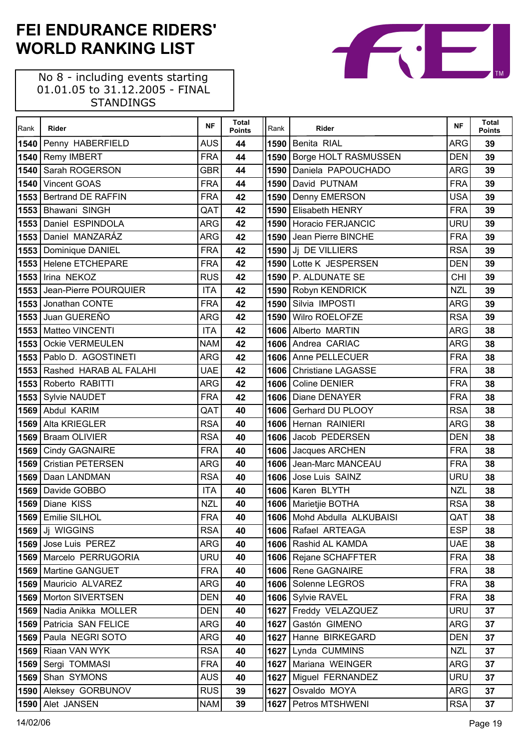# FEI ENDURANCE RIDERS' WORLD RANKING LIST

No 8 - including events starting 01.01.05 to 31.12.2005 - FINAL STANDINGS

| Rank | Rider | NF | Total Points |
|---|---|---|---|
| 1540 | Penny HABERFIELD | AUS | 44 |
| 1540 | Remy IMBERT | FRA | 44 |
| 1540 | Sarah ROGERSON | GBR | 44 |
| 1540 | Vincent GOAS | FRA | 44 |
| 1553 | Bertrand DE RAFFIN | FRA | 42 |
| 1553 | Bhawani SINGH | QAT | 42 |
| 1553 | Daniel ESPINDOLA | ARG | 42 |
| 1553 | Daniel MANZARÁZ | ARG | 42 |
| 1553 | Dominique DANIEL | FRA | 42 |
| 1553 | Helene ETCHEPARE | FRA | 42 |
| 1553 | Irina NEKOZ | RUS | 42 |
| 1553 | Jean-Pierre POURQUIER | ITA | 42 |
| 1553 | Jonathan CONTE | FRA | 42 |
| 1553 | Juan GUEREÑO | ARG | 42 |
| 1553 | Matteo VINCENTI | ITA | 42 |
| 1553 | Ockie VERMEULEN | NAM | 42 |
| 1553 | Pablo D. AGOSTINETI | ARG | 42 |
| 1553 | Rashed HARAB AL FALAHI | UAE | 42 |
| 1553 | Roberto RABITTI | ARG | 42 |
| 1553 | Sylvie NAUDET | FRA | 42 |
| 1569 | Abdul KARIM | QAT | 40 |
| 1569 | Alta KRIEGLER | RSA | 40 |
| 1569 | Braam OLIVIER | RSA | 40 |
| 1569 | Cindy GAGNAIRE | FRA | 40 |
| 1569 | Cristian PETERSEN | ARG | 40 |
| 1569 | Daan LANDMAN | RSA | 40 |
| 1569 | Davide GOBBO | ITA | 40 |
| 1569 | Diane KISS | NZL | 40 |
| 1569 | Emilie SILHOL | FRA | 40 |
| 1569 | Jj WIGGINS | RSA | 40 |
| 1569 | Jose Luis PEREZ | ARG | 40 |
| 1569 | Marcelo PERRUGORIA | URU | 40 |
| 1569 | Martine GANGUET | FRA | 40 |
| 1569 | Mauricio ALVAREZ | ARG | 40 |
| 1569 | Morton SIVERTSEN | DEN | 40 |
| 1569 | Nadia Anikka MOLLER | DEN | 40 |
| 1569 | Patricia SAN FELICE | ARG | 40 |
| 1569 | Paula NEGRI SOTO | ARG | 40 |
| 1569 | Riaan VAN WYK | RSA | 40 |
| 1569 | Sergi TOMMASI | FRA | 40 |
| 1569 | Shan SYMONS | AUS | 40 |
| 1590 | Aleksey GORBUNOV | RUS | 39 |
| 1590 | Alet JANSEN | NAM | 39 |
| 1590 | Benita RIAL | ARG | 39 |
| 1590 | Borge HOLT RASMUSSEN | DEN | 39 |
| 1590 | Daniela PAPOUCHADO | ARG | 39 |
| 1590 | David PUTNAM | FRA | 39 |
| 1590 | Denny EMERSON | USA | 39 |
| 1590 | Elisabeth HENRY | FRA | 39 |
| 1590 | Horacio FERJANCIC | URU | 39 |
| 1590 | Jean Pierre BINCHE | FRA | 39 |
| 1590 | Jj DE VILLIERS | RSA | 39 |
| 1590 | Lotte K JESPERSEN | DEN | 39 |
| 1590 | P. ALDUNATE SE | CHI | 39 |
| 1590 | Robyn KENDRICK | NZL | 39 |
| 1590 | Silvia IMPOSTI | ARG | 39 |
| 1590 | Wilro ROELOFZE | RSA | 39 |
| 1606 | Alberto MARTIN | ARG | 38 |
| 1606 | Andrea CARIAC | ARG | 38 |
| 1606 | Anne PELLECUER | FRA | 38 |
| 1606 | Christiane LAGASSE | FRA | 38 |
| 1606 | Coline DENIER | FRA | 38 |
| 1606 | Diane DENAYER | FRA | 38 |
| 1606 | Gerhard DU PLOOY | RSA | 38 |
| 1606 | Hernan RAINIERI | ARG | 38 |
| 1606 | Jacob PEDERSEN | DEN | 38 |
| 1606 | Jacques ARCHEN | FRA | 38 |
| 1606 | Jean-Marc MANCEAU | FRA | 38 |
| 1606 | Jose Luis SAINZ | URU | 38 |
| 1606 | Karen BLYTH | NZL | 38 |
| 1606 | Marietjie BOTHA | RSA | 38 |
| 1606 | Mohd Abdulla ALKUBAISI | QAT | 38 |
| 1606 | Rafael ARTEAGA | ESP | 38 |
| 1606 | Rashid AL KAMDA | UAE | 38 |
| 1606 | Rejane SCHAFFTER | FRA | 38 |
| 1606 | Rene GAGNAIRE | FRA | 38 |
| 1606 | Solenne LEGROS | FRA | 38 |
| 1606 | Sylvie RAVEL | FRA | 38 |
| 1627 | Freddy VELAZQUEZ | URU | 37 |
| 1627 | Gastón GIMENO | ARG | 37 |
| 1627 | Hanne BIRKEGARD | DEN | 37 |
| 1627 | Lynda CUMMINS | NZL | 37 |
| 1627 | Mariana WEINGER | ARG | 37 |
| 1627 | Miguel FERNANDEZ | URU | 37 |
| 1627 | Osvaldo MOYA | ARG | 37 |
| 1627 | Petros MTSHWENI | RSA | 37 |

14/02/06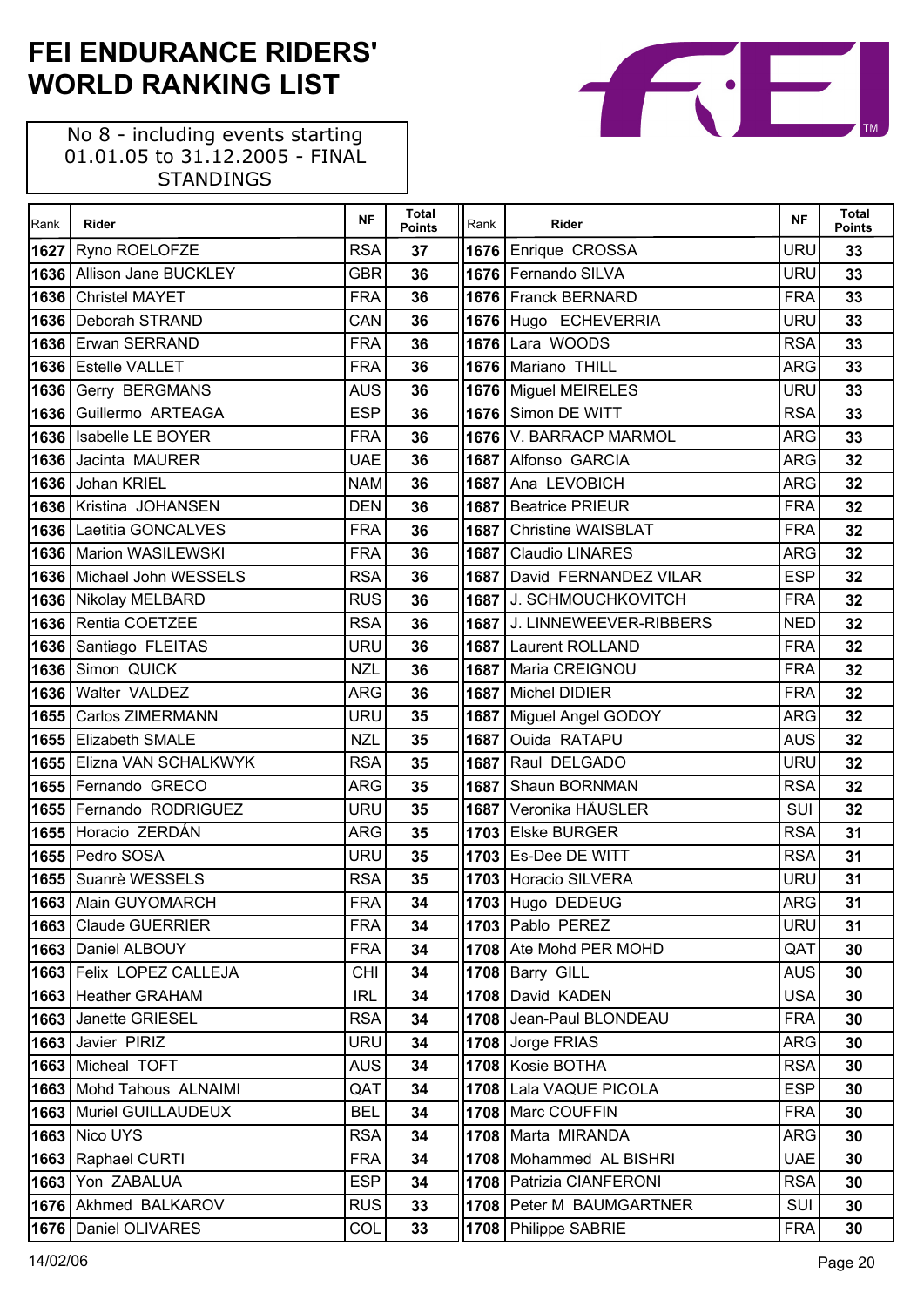# FEI ENDURANCE RIDERS' WORLD RANKING LIST

No 8 - including events starting 01.01.05 to 31.12.2005 - FINAL STANDINGS

| Rank | Rider | NF | Total Points |
|---|---|---|---|
| 1627 | Ryno ROELOFZE | RSA | 37 |
| 1636 | Allison Jane BUCKLEY | GBR | 36 |
| 1636 | Christel MAYET | FRA | 36 |
| 1636 | Deborah STRAND | CAN | 36 |
| 1636 | Erwan SERRAND | FRA | 36 |
| 1636 | Estelle VALLET | FRA | 36 |
| 1636 | Gerry BERGMANS | AUS | 36 |
| 1636 | Guillermo ARTEAGA | ESP | 36 |
| 1636 | Isabelle LE BOYER | FRA | 36 |
| 1636 | Jacinta MAURER | UAE | 36 |
| 1636 | Johan KRIEL | NAM | 36 |
| 1636 | Kristina JOHANSEN | DEN | 36 |
| 1636 | Laetitia GONCALVES | FRA | 36 |
| 1636 | Marion WASILEWSKI | FRA | 36 |
| 1636 | Michael John WESSELS | RSA | 36 |
| 1636 | Nikolay MELBARD | RUS | 36 |
| 1636 | Rentia COETZEE | RSA | 36 |
| 1636 | Santiago FLEITAS | URU | 36 |
| 1636 | Simon QUICK | NZL | 36 |
| 1636 | Walter VALDEZ | ARG | 36 |
| 1655 | Carlos ZIMERMANN | URU | 35 |
| 1655 | Elizabeth SMALE | NZL | 35 |
| 1655 | Elizna VAN SCHALKWYK | RSA | 35 |
| 1655 | Fernando GRECO | ARG | 35 |
| 1655 | Fernando RODRIGUEZ | URU | 35 |
| 1655 | Horacio ZERDÁN | ARG | 35 |
| 1655 | Pedro SOSA | URU | 35 |
| 1655 | Suanrè WESSELS | RSA | 35 |
| 1663 | Alain GUYOMARCH | FRA | 34 |
| 1663 | Claude GUERRIER | FRA | 34 |
| 1663 | Daniel ALBOUY | FRA | 34 |
| 1663 | Felix LOPEZ CALLEJA | CHI | 34 |
| 1663 | Heather GRAHAM | IRL | 34 |
| 1663 | Janette GRIESEL | RSA | 34 |
| 1663 | Javier PIRIZ | URU | 34 |
| 1663 | Micheal TOFT | AUS | 34 |
| 1663 | Mohd Tahous ALNAIMI | QAT | 34 |
| 1663 | Muriel GUILLAUDEUX | BEL | 34 |
| 1663 | Nico UYS | RSA | 34 |
| 1663 | Raphael CURTI | FRA | 34 |
| 1663 | Yon ZABALUA | ESP | 34 |
| 1676 | Akhmed BALKAROV | RUS | 33 |
| 1676 | Daniel OLIVARES | COL | 33 |
| 1676 | Enrique CROSSA | URU | 33 |
| 1676 | Fernando SILVA | URU | 33 |
| 1676 | Franck BERNARD | FRA | 33 |
| 1676 | Hugo ECHEVERRIA | URU | 33 |
| 1676 | Lara WOODS | RSA | 33 |
| 1676 | Mariano THILL | ARG | 33 |
| 1676 | Miguel MEIRELES | URU | 33 |
| 1676 | Simon DE WITT | RSA | 33 |
| 1676 | V. BARRACP MARMOL | ARG | 33 |
| 1687 | Alfonso GARCIA | ARG | 32 |
| 1687 | Ana LEVOBICH | ARG | 32 |
| 1687 | Beatrice PRIEUR | FRA | 32 |
| 1687 | Christine WAISBLAT | FRA | 32 |
| 1687 | Claudio LINARES | ARG | 32 |
| 1687 | David FERNANDEZ VILAR | ESP | 32 |
| 1687 | J. SCHMOUCHKOVITCH | FRA | 32 |
| 1687 | J. LINNEWEEVER-RIBBERS | NED | 32 |
| 1687 | Laurent ROLLAND | FRA | 32 |
| 1687 | Maria CREIGNOU | FRA | 32 |
| 1687 | Michel DIDIER | FRA | 32 |
| 1687 | Miguel Angel GODOY | ARG | 32 |
| 1687 | Ouida RATAPU | AUS | 32 |
| 1687 | Raul DELGADO | URU | 32 |
| 1687 | Shaun BORNMAN | RSA | 32 |
| 1687 | Veronika HÄUSLER | SUI | 32 |
| 1703 | Elske BURGER | RSA | 31 |
| 1703 | Es-Dee DE WITT | RSA | 31 |
| 1703 | Horacio SILVERA | URU | 31 |
| 1703 | Hugo DEDEUG | ARG | 31 |
| 1703 | Pablo PEREZ | URU | 31 |
| 1708 | Ate Mohd PER MOHD | QAT | 30 |
| 1708 | Barry GILL | AUS | 30 |
| 1708 | David KADEN | USA | 30 |
| 1708 | Jean-Paul BLONDEAU | FRA | 30 |
| 1708 | Jorge FRIAS | ARG | 30 |
| 1708 | Kosie BOTHA | RSA | 30 |
| 1708 | Lala VAQUE PICOLA | ESP | 30 |
| 1708 | Marc COUFFIN | FRA | 30 |
| 1708 | Marta MIRANDA | ARG | 30 |
| 1708 | Mohammed AL BISHRI | UAE | 30 |
| 1708 | Patrizia CIANFERONI | RSA | 30 |
| 1708 | Peter M BAUMGARTNER | SUI | 30 |
| 1708 | Philippe SABRIE | FRA | 30 |

14/02/06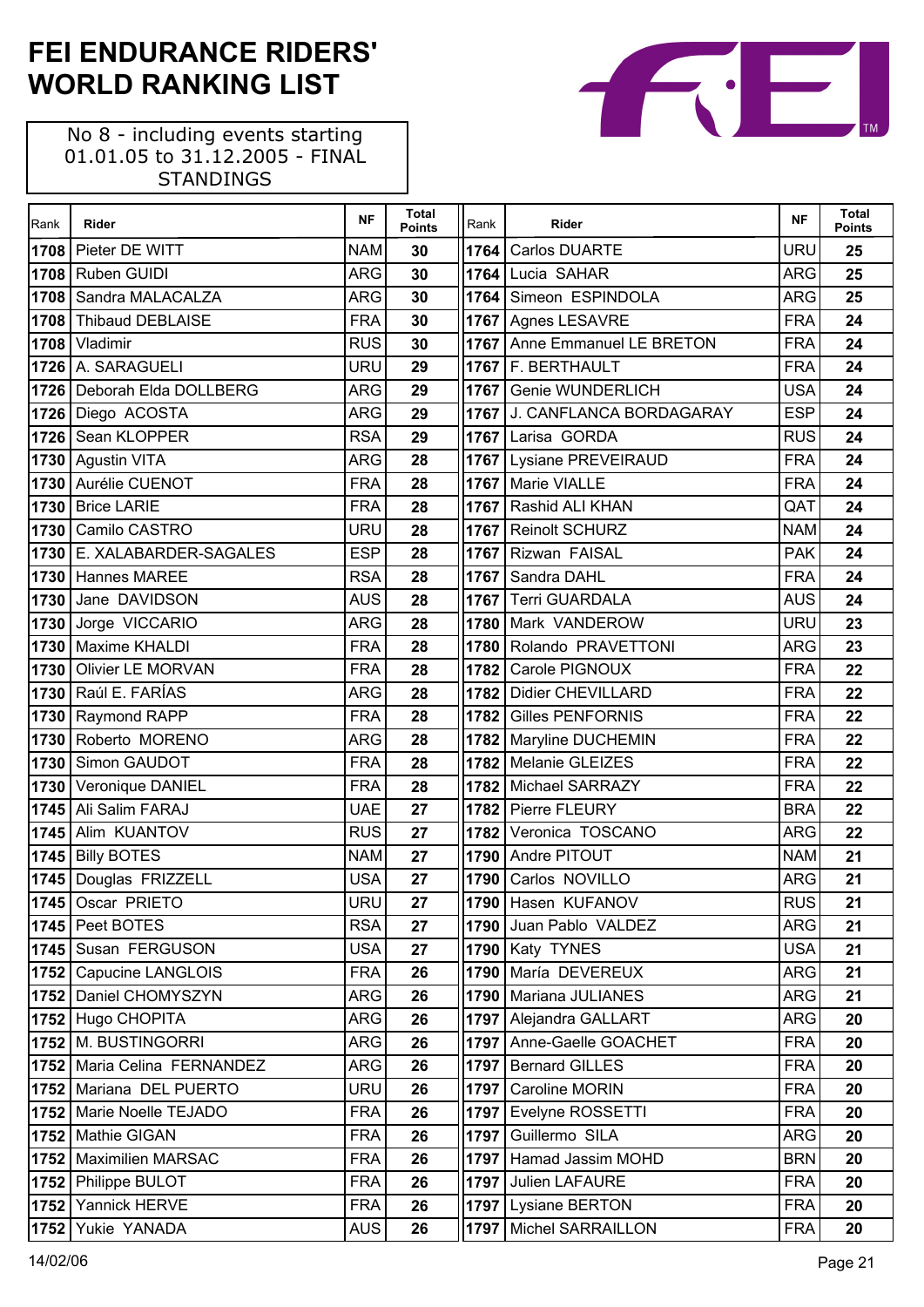# FEI ENDURANCE RIDERS' WORLD RANKING LIST

No 8 - including events starting 01.01.05 to 31.12.2005 - FINAL STANDINGS

| Rank | Rider | NF | Total Points |
|---|---|---|---|
| 1708 | Pieter DE WITT | NAM | 30 |
| 1708 | Ruben GUIDI | ARG | 30 |
| 1708 | Sandra MALACALZA | ARG | 30 |
| 1708 | Thibaud DEBLAISE | FRA | 30 |
| 1708 | Vladimir | RUS | 30 |
| 1726 | A. SARAGUELI | URU | 29 |
| 1726 | Deborah Elda DOLLBERG | ARG | 29 |
| 1726 | Diego ACOSTA | ARG | 29 |
| 1726 | Sean KLOPPER | RSA | 29 |
| 1730 | Agustin VITA | ARG | 28 |
| 1730 | Aurélie CUENOT | FRA | 28 |
| 1730 | Brice LARIE | FRA | 28 |
| 1730 | Camilo CASTRO | URU | 28 |
| 1730 | E. XALABARDER-SAGALES | ESP | 28 |
| 1730 | Hannes MAREE | RSA | 28 |
| 1730 | Jane DAVIDSON | AUS | 28 |
| 1730 | Jorge VICCARIO | ARG | 28 |
| 1730 | Maxime KHALDI | FRA | 28 |
| 1730 | Olivier LE MORVAN | FRA | 28 |
| 1730 | Raúl E. FARÍAS | ARG | 28 |
| 1730 | Raymond RAPP | FRA | 28 |
| 1730 | Roberto MORENO | ARG | 28 |
| 1730 | Simon GAUDOT | FRA | 28 |
| 1730 | Veronique DANIEL | FRA | 28 |
| 1745 | Ali Salim FARAJ | UAE | 27 |
| 1745 | Alim KUANTOV | RUS | 27 |
| 1745 | Billy BOTES | NAM | 27 |
| 1745 | Douglas FRIZZELL | USA | 27 |
| 1745 | Oscar PRIETO | URU | 27 |
| 1745 | Peet BOTES | RSA | 27 |
| 1745 | Susan FERGUSON | USA | 27 |
| 1752 | Capucine LANGLOIS | FRA | 26 |
| 1752 | Daniel CHOMYSZYN | ARG | 26 |
| 1752 | Hugo CHOPITA | ARG | 26 |
| 1752 | M. BUSTINGORRI | ARG | 26 |
| 1752 | Maria Celina FERNANDEZ | ARG | 26 |
| 1752 | Mariana DEL PUERTO | URU | 26 |
| 1752 | Marie Noelle TEJADO | FRA | 26 |
| 1752 | Mathie GIGAN | FRA | 26 |
| 1752 | Maximilien MARSAC | FRA | 26 |
| 1752 | Philippe BULOT | FRA | 26 |
| 1752 | Yannick HERVE | FRA | 26 |
| 1752 | Yukie YANADA | AUS | 26 |
| 1764 | Carlos DUARTE | URU | 25 |
| 1764 | Lucia SAHAR | ARG | 25 |
| 1764 | Simeon ESPINDOLA | ARG | 25 |
| 1767 | Agnes LESAVRE | FRA | 24 |
| 1767 | Anne Emmanuel LE BRETON | FRA | 24 |
| 1767 | F. BERTHAULT | FRA | 24 |
| 1767 | Genie WUNDERLICH | USA | 24 |
| 1767 | J. CANFLANCA BORDAGARAY | ESP | 24 |
| 1767 | Larisa GORDA | RUS | 24 |
| 1767 | Lysiane PREVEIRAUD | FRA | 24 |
| 1767 | Marie VIALLE | FRA | 24 |
| 1767 | Rashid ALI KHAN | QAT | 24 |
| 1767 | Reinolt SCHURZ | NAM | 24 |
| 1767 | Rizwan FAISAL | PAK | 24 |
| 1767 | Sandra DAHL | FRA | 24 |
| 1767 | Terri GUARDALA | AUS | 24 |
| 1780 | Mark VANDEROW | URU | 23 |
| 1780 | Rolando PRAVETTONI | ARG | 23 |
| 1782 | Carole PIGNOUX | FRA | 22 |
| 1782 | Didier CHEVILLARD | FRA | 22 |
| 1782 | Gilles PENFORNIS | FRA | 22 |
| 1782 | Maryline DUCHEMIN | FRA | 22 |
| 1782 | Melanie GLEIZES | FRA | 22 |
| 1782 | Michael SARRAZY | FRA | 22 |
| 1782 | Pierre FLEURY | BRA | 22 |
| 1782 | Veronica TOSCANO | ARG | 22 |
| 1790 | Andre PITOUT | NAM | 21 |
| 1790 | Carlos NOVILLO | ARG | 21 |
| 1790 | Hasen KUFANOV | RUS | 21 |
| 1790 | Juan Pablo VALDEZ | ARG | 21 |
| 1790 | Katy TYNES | USA | 21 |
| 1790 | María DEVEREUX | ARG | 21 |
| 1790 | Mariana JULIANES | ARG | 21 |
| 1797 | Alejandra GALLART | ARG | 20 |
| 1797 | Anne-Gaelle GOACHET | FRA | 20 |
| 1797 | Bernard GILLES | FRA | 20 |
| 1797 | Caroline MORIN | FRA | 20 |
| 1797 | Evelyne ROSSETTI | FRA | 20 |
| 1797 | Guillermo SILA | ARG | 20 |
| 1797 | Hamad Jassim MOHD | BRN | 20 |
| 1797 | Julien LAFAURE | FRA | 20 |
| 1797 | Lysiane BERTON | FRA | 20 |
| 1797 | Michel SARRAILLON | FRA | 20 |

14/02/06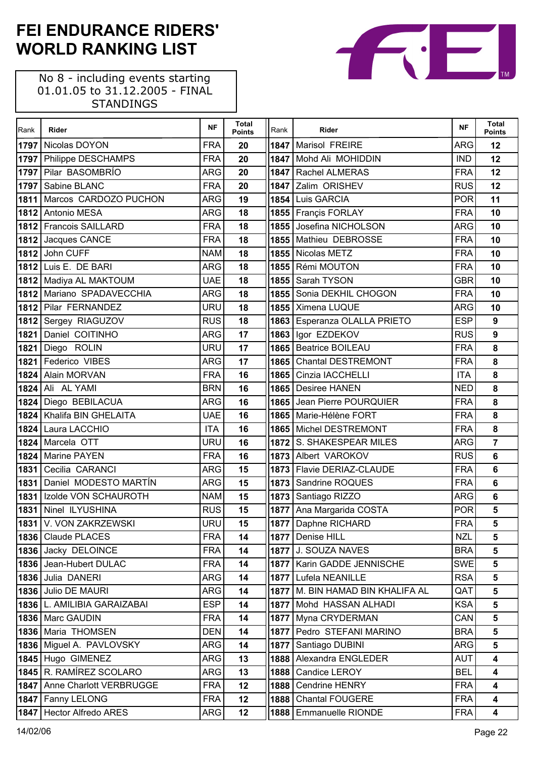# FEI ENDURANCE RIDERS' WORLD RANKING LIST

No 8 - including events starting 01.01.05 to 31.12.2005 - FINAL STANDINGS

| Rank | Rider | NF | Total Points |
|---|---|---|---|
| 1797 | Nicolas DOYON | FRA | 20 |
| 1797 | Philippe DESCHAMPS | FRA | 20 |
| 1797 | Pilar BASOMBRÍO | ARG | 20 |
| 1797 | Sabine BLANC | FRA | 20 |
| 1811 | Marcos CARDOZO PUCHON | ARG | 19 |
| 1812 | Antonio MESA | ARG | 18 |
| 1812 | Francois SAILLARD | FRA | 18 |
| 1812 | Jacques CANCE | FRA | 18 |
| 1812 | John CUFF | NAM | 18 |
| 1812 | Luis E. DE BARI | ARG | 18 |
| 1812 | Madiya AL MAKTOUM | UAE | 18 |
| 1812 | Mariano SPADAVECCHIA | ARG | 18 |
| 1812 | Pilar FERNANDEZ | URU | 18 |
| 1812 | Sergey RIAGUZOV | RUS | 18 |
| 1821 | Daniel COITINHO | ARG | 17 |
| 1821 | Diego ROLIN | URU | 17 |
| 1821 | Federico VIBES | ARG | 17 |
| 1824 | Alain MORVAN | FRA | 16 |
| 1824 | Ali AL YAMI | BRN | 16 |
| 1824 | Diego BEBILACUA | ARG | 16 |
| 1824 | Khalifa BIN GHELAITA | UAE | 16 |
| 1824 | Laura LACCHIO | ITA | 16 |
| 1824 | Marcela OTT | URU | 16 |
| 1824 | Marine PAYEN | FRA | 16 |
| 1831 | Cecilia CARANCI | ARG | 15 |
| 1831 | Daniel MODESTO MARTÍN | ARG | 15 |
| 1831 | Izolde VON SCHAUROTH | NAM | 15 |
| 1831 | Ninel ILYUSHINA | RUS | 15 |
| 1831 | V. VON ZAKRZEWSKI | URU | 15 |
| 1836 | Claude PLACES | FRA | 14 |
| 1836 | Jacky DELOINCE | FRA | 14 |
| 1836 | Jean-Hubert DULAC | FRA | 14 |
| 1836 | Julia DANERI | ARG | 14 |
| 1836 | Julio DE MAURI | ARG | 14 |
| 1836 | L. AMILIBIA GARAIZABAI | ESP | 14 |
| 1836 | Marc GAUDIN | FRA | 14 |
| 1836 | Maria THOMSEN | DEN | 14 |
| 1836 | Miguel A. PAVLOVSKY | ARG | 14 |
| 1845 | Hugo GIMENEZ | ARG | 13 |
| 1845 | R. RAMÍREZ SCOLARO | ARG | 13 |
| 1847 | Anne Charlott VERBRUGGE | FRA | 12 |
| 1847 | Fanny LELONG | FRA | 12 |
| 1847 | Hector Alfredo ARES | ARG | 12 |
| 1847 | Marisol FREIRE | ARG | 12 |
| 1847 | Mohd Ali MOHIDDIN | IND | 12 |
| 1847 | Rachel ALMERAS | FRA | 12 |
| 1847 | Zalim ORISHEV | RUS | 12 |
| 1854 | Luis GARCIA | POR | 11 |
| 1855 | Françis FORLAY | FRA | 10 |
| 1855 | Josefina NICHOLSON | ARG | 10 |
| 1855 | Mathieu DEBROSSE | FRA | 10 |
| 1855 | Nicolas METZ | FRA | 10 |
| 1855 | Rémi MOUTON | FRA | 10 |
| 1855 | Sarah TYSON | GBR | 10 |
| 1855 | Sonia DEKHIL CHOGON | FRA | 10 |
| 1855 | Ximena LUQUE | ARG | 10 |
| 1863 | Esperanza OLALLA PRIETO | ESP | 9 |
| 1863 | Igor EZDEKOV | RUS | 9 |
| 1865 | Beatrice BOILEAU | FRA | 8 |
| 1865 | Chantal DESTREMONT | FRA | 8 |
| 1865 | Cinzia IACCHELLI | ITA | 8 |
| 1865 | Desiree HANEN | NED | 8 |
| 1865 | Jean Pierre POURQUIER | FRA | 8 |
| 1865 | Marie-Hélène FORT | FRA | 8 |
| 1865 | Michel DESTREMONT | FRA | 8 |
| 1872 | S. SHAKESPEAR MILES | ARG | 7 |
| 1873 | Albert VAROKOV | RUS | 6 |
| 1873 | Flavie DERIAZ-CLAUDE | FRA | 6 |
| 1873 | Sandrine ROQUES | FRA | 6 |
| 1873 | Santiago RIZZO | ARG | 6 |
| 1877 | Ana Margarida COSTA | POR | 5 |
| 1877 | Daphne RICHARD | FRA | 5 |
| 1877 | Denise HILL | NZL | 5 |
| 1877 | J. SOUZA NAVES | BRA | 5 |
| 1877 | Karin GADDE JENNISCHE | SWE | 5 |
| 1877 | Lufela NEANILLE | RSA | 5 |
| 1877 | M. BIN HAMAD BIN KHALIFA AL | QAT | 5 |
| 1877 | Mohd HASSAN ALHADI | KSA | 5 |
| 1877 | Myna CRYDERMAN | CAN | 5 |
| 1877 | Pedro STEFANI MARINO | BRA | 5 |
| 1877 | Santiago DUBINI | ARG | 5 |
| 1888 | Alexandra ENGLEDER | AUT | 4 |
| 1888 | Candice LEROY | BEL | 4 |
| 1888 | Cendrine HENRY | FRA | 4 |
| 1888 | Chantal FOUGERE | FRA | 4 |
| 1888 | Emmanuelle RIONDE | FRA | 4 |

14/02/06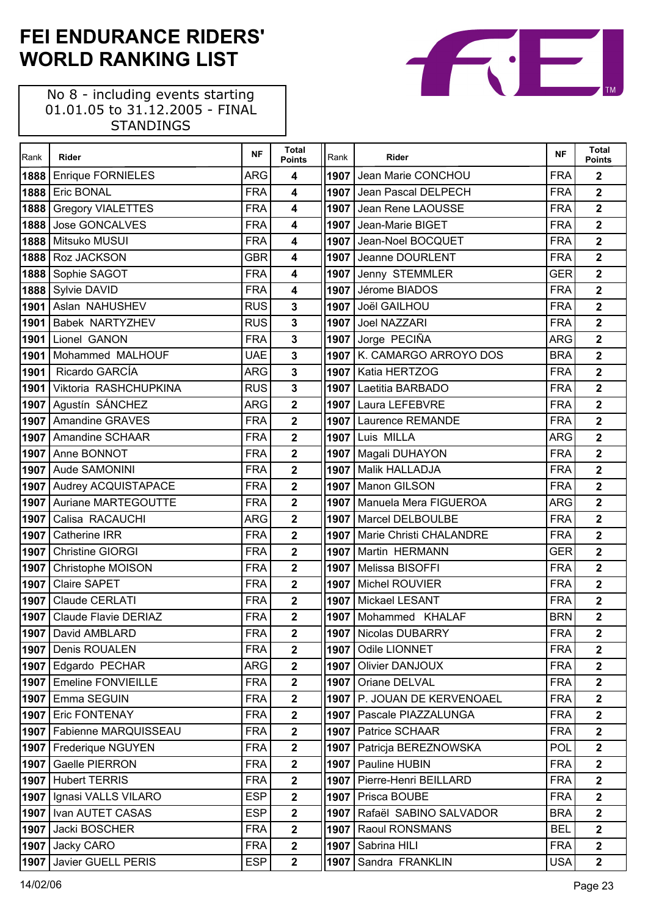# FEI ENDURANCE RIDERS' WORLD RANKING LIST

No 8 - including events starting 01.01.05 to 31.12.2005 - FINAL STANDINGS

| Rank | Rider | NF | Total Points |
|---|---|---|---|
| 1888 | Enrique FORNIELES | ARG | 4 |
| 1888 | Eric BONAL | FRA | 4 |
| 1888 | Gregory VIALETTES | FRA | 4 |
| 1888 | Jose GONCALVES | FRA | 4 |
| 1888 | Mitsuko MUSUI | FRA | 4 |
| 1888 | Roz JACKSON | GBR | 4 |
| 1888 | Sophie SAGOT | FRA | 4 |
| 1888 | Sylvie DAVID | FRA | 4 |
| 1901 | Aslan NAHUSHEV | RUS | 3 |
| 1901 | Babek NARTYZHEV | RUS | 3 |
| 1901 | Lionel GANON | FRA | 3 |
| 1901 | Mohammed MALHOUF | UAE | 3 |
| 1901 | Ricardo GARCÍA | ARG | 3 |
| 1901 | Viktoria RASHCHUPKINA | RUS | 3 |
| 1907 | Agustín SÁNCHEZ | ARG | 2 |
| 1907 | Amandine GRAVES | FRA | 2 |
| 1907 | Amandine SCHAAR | FRA | 2 |
| 1907 | Anne BONNOT | FRA | 2 |
| 1907 | Aude SAMONINI | FRA | 2 |
| 1907 | Audrey ACQUISTAPACE | FRA | 2 |
| 1907 | Auriane MARTEGOUTTE | FRA | 2 |
| 1907 | Calisa RACAUCHI | ARG | 2 |
| 1907 | Catherine IRR | FRA | 2 |
| 1907 | Christine GIORGI | FRA | 2 |
| 1907 | Christophe MOISON | FRA | 2 |
| 1907 | Claire SAPET | FRA | 2 |
| 1907 | Claude CERLATI | FRA | 2 |
| 1907 | Claude Flavie DERIAZ | FRA | 2 |
| 1907 | David AMBLARD | FRA | 2 |
| 1907 | Denis ROUALEN | FRA | 2 |
| 1907 | Edgardo PECHAR | ARG | 2 |
| 1907 | Emeline FONVIEILLE | FRA | 2 |
| 1907 | Emma SEGUIN | FRA | 2 |
| 1907 | Eric FONTENAY | FRA | 2 |
| 1907 | Fabienne MARQUISSEAU | FRA | 2 |
| 1907 | Frederique NGUYEN | FRA | 2 |
| 1907 | Gaelle PIERRON | FRA | 2 |
| 1907 | Hubert TERRIS | FRA | 2 |
| 1907 | Ignasi VALLS VILARO | ESP | 2 |
| 1907 | Ivan AUTET CASAS | ESP | 2 |
| 1907 | Jacki BOSCHER | FRA | 2 |
| 1907 | Jacky CARO | FRA | 2 |
| 1907 | Javier GUELL PERIS | ESP | 2 |
| 1907 | Jean Marie CONCHOU | FRA | 2 |
| 1907 | Jean Pascal DELPECH | FRA | 2 |
| 1907 | Jean Rene LAOUSSE | FRA | 2 |
| 1907 | Jean-Marie BIGET | FRA | 2 |
| 1907 | Jean-Noel BOCQUET | FRA | 2 |
| 1907 | Jeanne DOURLENT | FRA | 2 |
| 1907 | Jenny STEMMLER | GER | 2 |
| 1907 | Jérome BIADOS | FRA | 2 |
| 1907 | Joël GAILHOU | FRA | 2 |
| 1907 | Joel NAZZARI | FRA | 2 |
| 1907 | Jorge PECIÑA | ARG | 2 |
| 1907 | K. CAMARGO ARROYO DOS | BRA | 2 |
| 1907 | Katia HERTZOG | FRA | 2 |
| 1907 | Laetitia BARBADO | FRA | 2 |
| 1907 | Laura LEFEBVRE | FRA | 2 |
| 1907 | Laurence REMANDE | FRA | 2 |
| 1907 | Luis MILLA | ARG | 2 |
| 1907 | Magali DUHAYON | FRA | 2 |
| 1907 | Malik HALLADJA | FRA | 2 |
| 1907 | Manon GILSON | FRA | 2 |
| 1907 | Manuela Mera FIGUEROA | ARG | 2 |
| 1907 | Marcel DELBOULBE | FRA | 2 |
| 1907 | Marie Christi CHALANDRE | FRA | 2 |
| 1907 | Martin HERMANN | GER | 2 |
| 1907 | Melissa BISOFFI | FRA | 2 |
| 1907 | Michel ROUVIER | FRA | 2 |
| 1907 | Mickael LESANT | FRA | 2 |
| 1907 | Mohammed KHALAF | BRN | 2 |
| 1907 | Nicolas DUBARRY | FRA | 2 |
| 1907 | Odile LIONNET | FRA | 2 |
| 1907 | Olivier DANJOUX | FRA | 2 |
| 1907 | Oriane DELVAL | FRA | 2 |
| 1907 | P. JOUAN DE KERVENOAEL | FRA | 2 |
| 1907 | Pascale PIAZZALUNGA | FRA | 2 |
| 1907 | Patrice SCHAAR | FRA | 2 |
| 1907 | Patricja BEREZNOWSKA | POL | 2 |
| 1907 | Pauline HUBIN | FRA | 2 |
| 1907 | Pierre-Henri BEILLARD | FRA | 2 |
| 1907 | Prisca BOUBE | FRA | 2 |
| 1907 | Rafaël SABINO SALVADOR | BRA | 2 |
| 1907 | Raoul RONSMANS | BEL | 2 |
| 1907 | Sabrina HILI | FRA | 2 |
| 1907 | Sandra FRANKLIN | USA | 2 |

14/02/06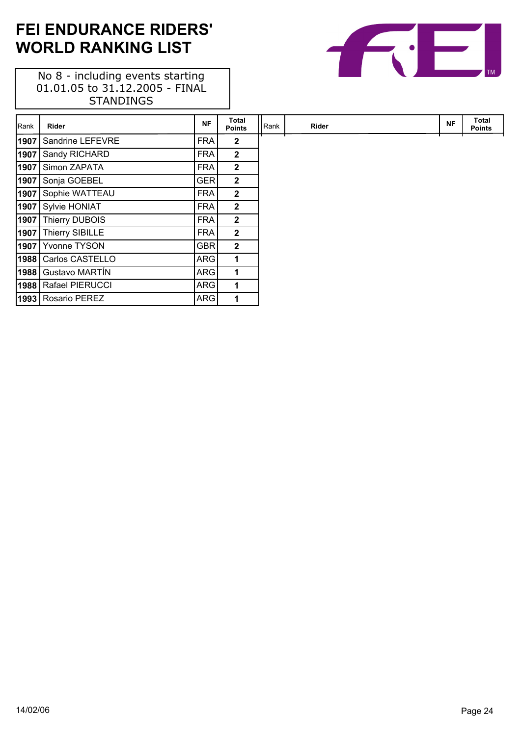# FEI ENDURANCE RIDERS' WORLD RANKING LIST

No 8 - including events starting 01.01.05 to 31.12.2005 - FINAL STANDINGS

| Rank | Rider | NF | Total Points |
|---|---|---|---|
| 1907 | Sandrine LEFEVRE | FRA | 2 |
| 1907 | Sandy RICHARD | FRA | 2 |
| 1907 | Simon ZAPATA | FRA | 2 |
| 1907 | Sonja GOEBEL | GER | 2 |
| 1907 | Sophie WATTEAU | FRA | 2 |
| 1907 | Sylvie HONIAT | FRA | 2 |
| 1907 | Thierry DUBOIS | FRA | 2 |
| 1907 | Thierry SIBILLE | FRA | 2 |
| 1907 | Yvonne TYSON | GBR | 2 |
| 1988 | Carlos CASTELLO | ARG | 1 |
| 1988 | Gustavo MARTÍN | ARG | 1 |
| 1988 | Rafael PIERUCCI | ARG | 1 |
| 1993 | Rosario PEREZ | ARG | 1 |

14/02/06